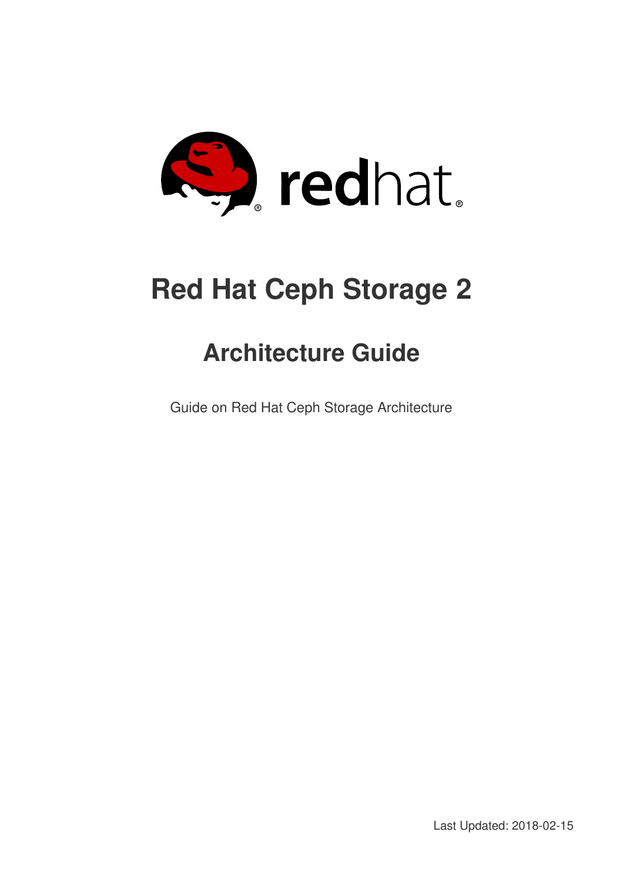# Red Hat Ceph Storage 2

## Architecture Guide

Guide on Red Hat Ceph Storage Architecture

Last Updated: 2018-02-15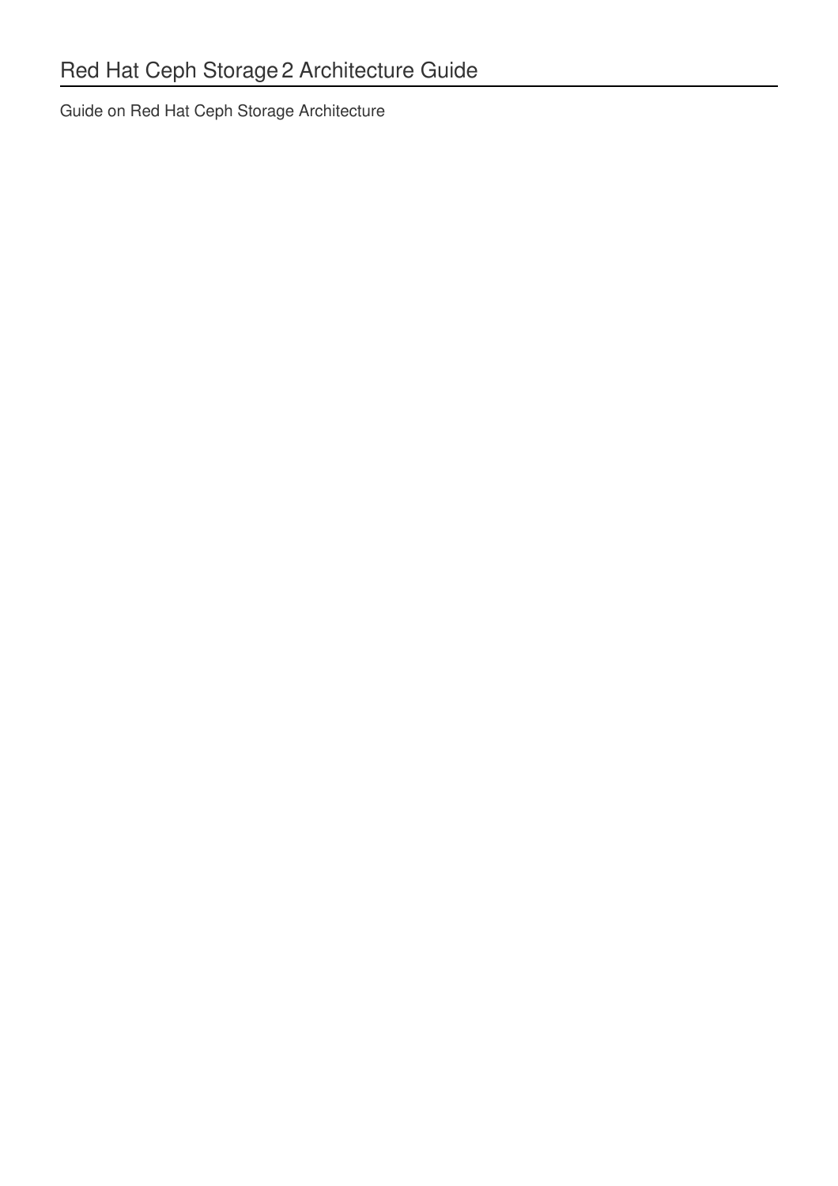# Red Hat Ceph Storage 2 Architecture Guide

Guide on Red Hat Ceph Storage Architecture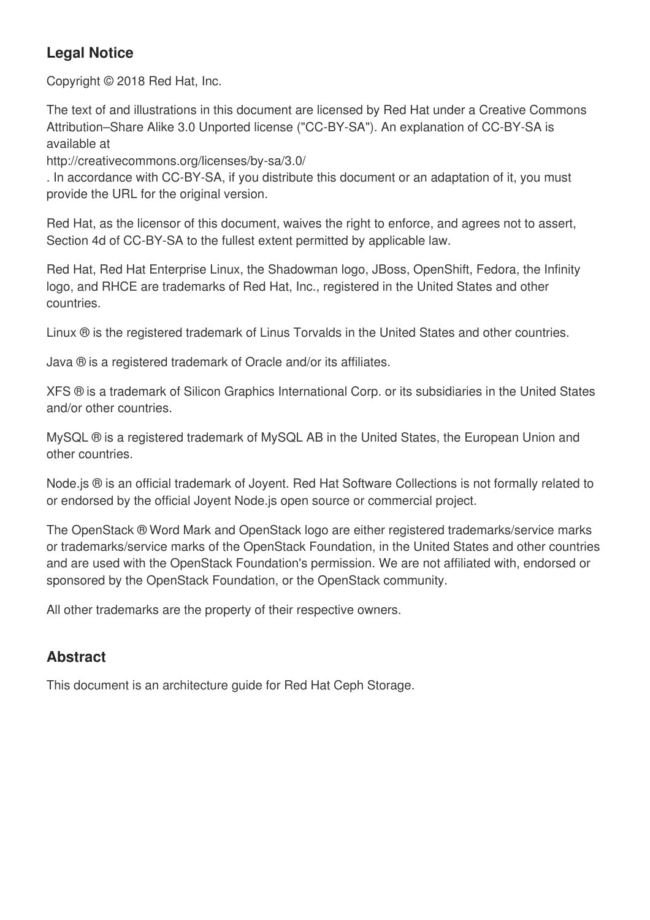## Legal Notice

Copyright © 2018 Red Hat, Inc.

The text of and illustrations in this document are licensed by Red Hat under a Creative Commons Attribution–Share Alike 3.0 Unported license ("CC-BY-SA"). An explanation of CC-BY-SA is available at

http://creativecommons.org/licenses/by-sa/3.0/

. In accordance with CC-BY-SA, if you distribute this document or an adaptation of it, you must provide the URL for the original version.

Red Hat, as the licensor of this document, waives the right to enforce, and agrees not to assert, Section 4d of CC-BY-SA to the fullest extent permitted by applicable law.

Red Hat, Red Hat Enterprise Linux, the Shadowman logo, JBoss, OpenShift, Fedora, the Infinity logo, and RHCE are trademarks of Red Hat, Inc., registered in the United States and other countries.

Linux ® is the registered trademark of Linus Torvalds in the United States and other countries.

Java ® is a registered trademark of Oracle and/or its affiliates.

XFS ® is a trademark of Silicon Graphics International Corp. or its subsidiaries in the United States and/or other countries.

MySQL ® is a registered trademark of MySQL AB in the United States, the European Union and other countries.

Node.js ® is an official trademark of Joyent. Red Hat Software Collections is not formally related to or endorsed by the official Joyent Node.js open source or commercial project.

The OpenStack ® Word Mark and OpenStack logo are either registered trademarks/service marks or trademarks/service marks of the OpenStack Foundation, in the United States and other countries and are used with the OpenStack Foundation's permission. We are not affiliated with, endorsed or sponsored by the OpenStack Foundation, or the OpenStack community.

All other trademarks are the property of their respective owners.

## Abstract

This document is an architecture guide for Red Hat Ceph Storage.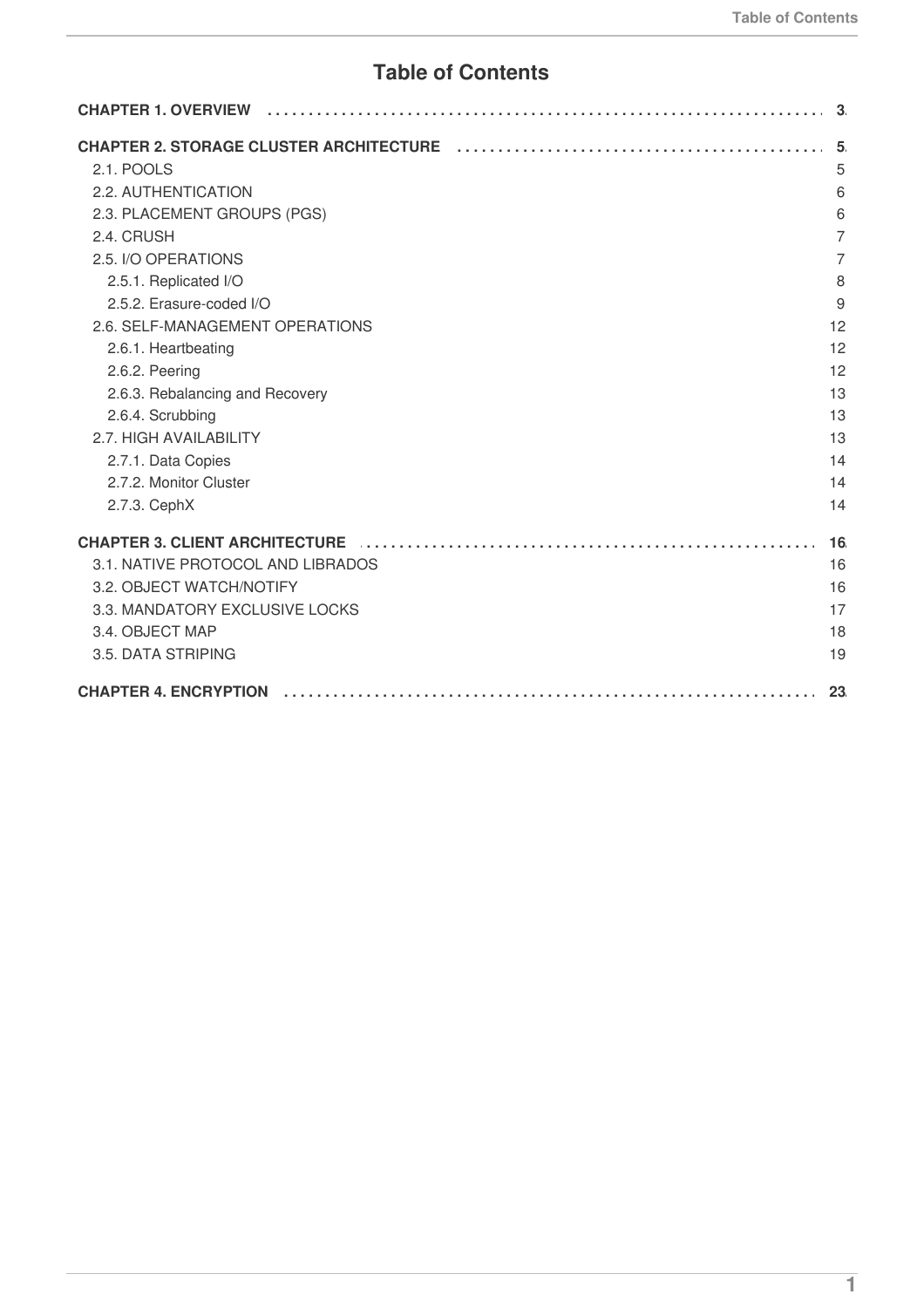# Table of Contents

**CHAPTER 1. OVERVIEW** .......... **3**

**CHAPTER 2. STORAGE CLUSTER ARCHITECTURE** .......... **5**

- 2.1. POOLS 5
- 2.2. AUTHENTICATION 6
- 2.3. PLACEMENT GROUPS (PGS) 6
- 2.4. CRUSH 7
- 2.5. I/O OPERATIONS 7
  - 2.5.1. Replicated I/O 8
  - 2.5.2. Erasure-coded I/O 9
- 2.6. SELF-MANAGEMENT OPERATIONS 12
  - 2.6.1. Heartbeating 12
  - 2.6.2. Peering 12
  - 2.6.3. Rebalancing and Recovery 13
  - 2.6.4. Scrubbing 13
- 2.7. HIGH AVAILABILITY 13
  - 2.7.1. Data Copies 14
  - 2.7.2. Monitor Cluster 14
  - 2.7.3. CephX 14

**CHAPTER 3. CLIENT ARCHITECTURE** .......... **16**

- 3.1. NATIVE PROTOCOL AND LIBRADOS 16
- 3.2. OBJECT WATCH/NOTIFY 16
- 3.3. MANDATORY EXCLUSIVE LOCKS 17
- 3.4. OBJECT MAP 18
- 3.5. DATA STRIPING 19

**CHAPTER 4. ENCRYPTION** .......... **23**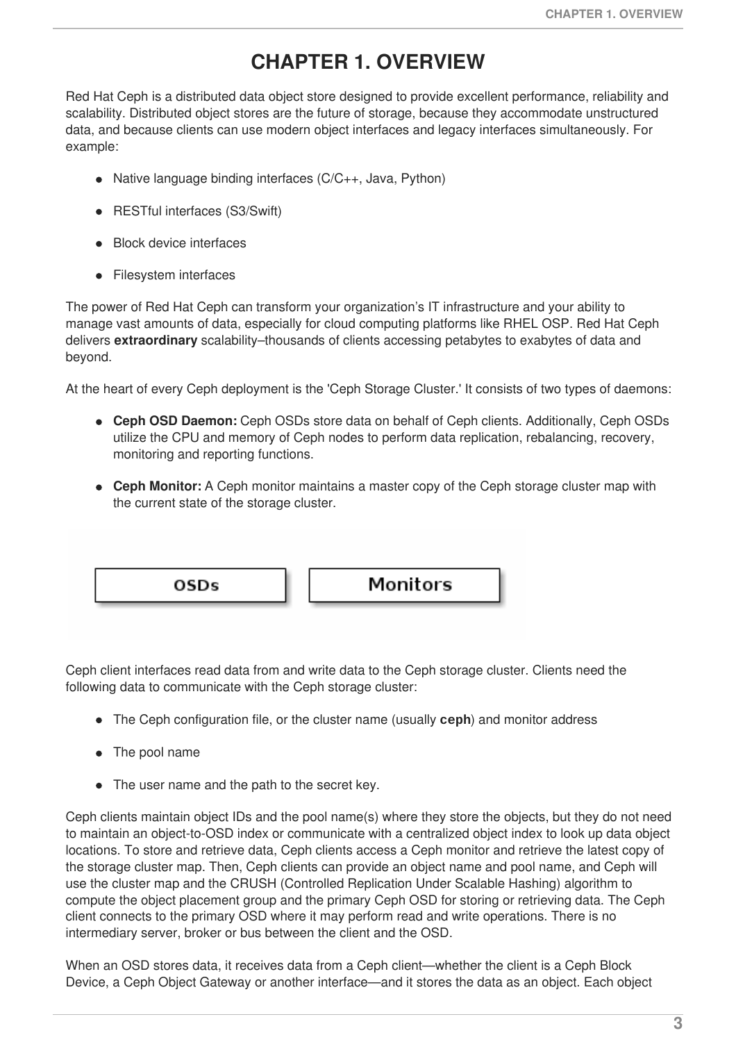# CHAPTER 1. OVERVIEW

Red Hat Ceph is a distributed data object store designed to provide excellent performance, reliability and scalability. Distributed object stores are the future of storage, because they accommodate unstructured data, and because clients can use modern object interfaces and legacy interfaces simultaneously. For example:

- Native language binding interfaces (C/C++, Java, Python)
- RESTful interfaces (S3/Swift)
- Block device interfaces
- Filesystem interfaces

The power of Red Hat Ceph can transform your organization's IT infrastructure and your ability to manage vast amounts of data, especially for cloud computing platforms like RHEL OSP. Red Hat Ceph delivers **extraordinary** scalability–thousands of clients accessing petabytes to exabytes of data and beyond.

At the heart of every Ceph deployment is the 'Ceph Storage Cluster.' It consists of two types of daemons:

- **Ceph OSD Daemon:** Ceph OSDs store data on behalf of Ceph clients. Additionally, Ceph OSDs utilize the CPU and memory of Ceph nodes to perform data replication, rebalancing, recovery, monitoring and reporting functions.
- **Ceph Monitor:** A Ceph monitor maintains a master copy of the Ceph storage cluster map with the current state of the storage cluster.

OSDs    Monitors

Ceph client interfaces read data from and write data to the Ceph storage cluster. Clients need the following data to communicate with the Ceph storage cluster:

- The Ceph configuration file, or the cluster name (usually **ceph**) and monitor address
- The pool name
- The user name and the path to the secret key.

Ceph clients maintain object IDs and the pool name(s) where they store the objects, but they do not need to maintain an object-to-OSD index or communicate with a centralized object index to look up data object locations. To store and retrieve data, Ceph clients access a Ceph monitor and retrieve the latest copy of the storage cluster map. Then, Ceph clients can provide an object name and pool name, and Ceph will use the cluster map and the CRUSH (Controlled Replication Under Scalable Hashing) algorithm to compute the object placement group and the primary Ceph OSD for storing or retrieving data. The Ceph client connects to the primary OSD where it may perform read and write operations. There is no intermediary server, broker or bus between the client and the OSD.

When an OSD stores data, it receives data from a Ceph client—whether the client is a Ceph Block Device, a Ceph Object Gateway or another interface—and it stores the data as an object. Each object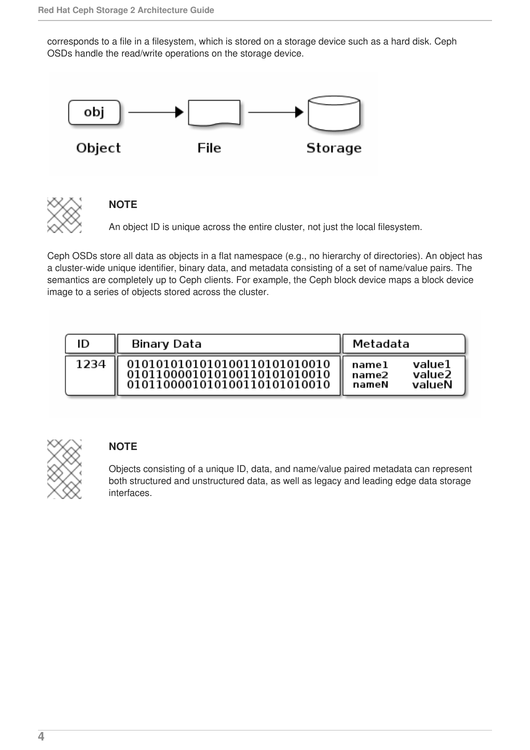corresponds to a file in a filesystem, which is stored on a storage device such as a hard disk. Ceph OSDs handle the read/write operations on the storage device.

**NOTE**

An object ID is unique across the entire cluster, not just the local filesystem.

Ceph OSDs store all data as objects in a flat namespace (e.g., no hierarchy of directories). An object has a cluster-wide unique identifier, binary data, and metadata consisting of a set of name/value pairs. The semantics are completely up to Ceph clients. For example, the Ceph block device maps a block device image to a series of objects stored across the cluster.

| ID | Binary Data | Metadata |
| --- | --- | --- |
| 1234 | 0101010101010100110101010010<br>0101100001010100110101010010<br>0101100001010100110101010010 | name1 value1<br>name2 value2<br>nameN valueN |

**NOTE**

Objects consisting of a unique ID, data, and name/value paired metadata can represent both structured and unstructured data, as well as legacy and leading edge data storage interfaces.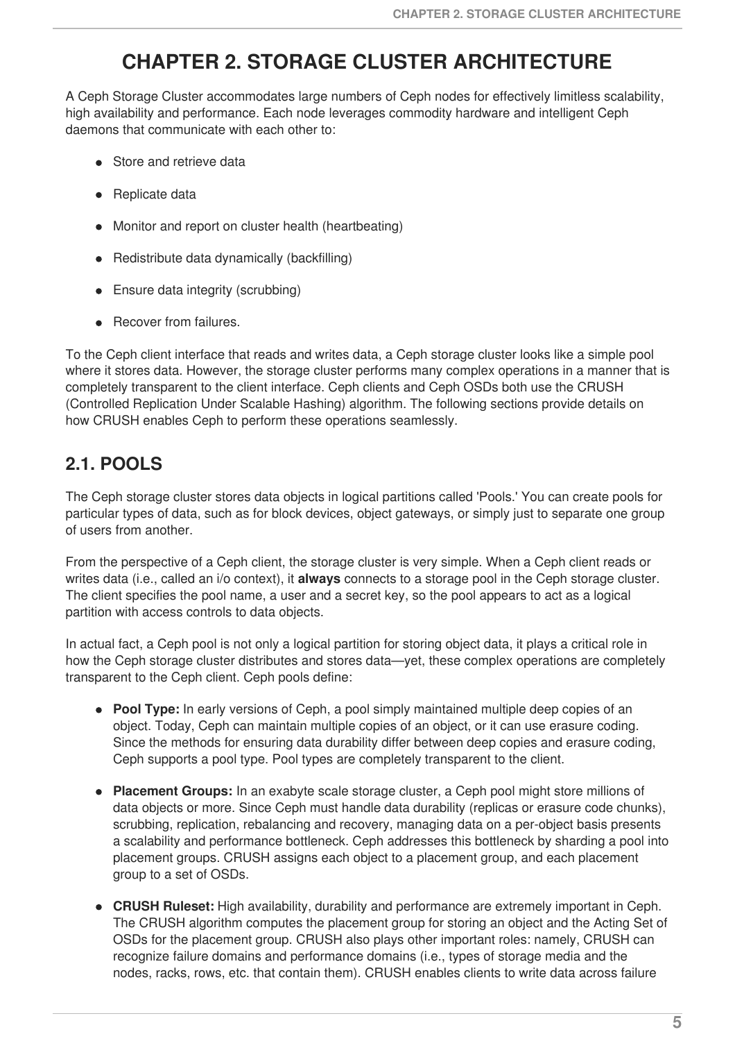# CHAPTER 2. STORAGE CLUSTER ARCHITECTURE

A Ceph Storage Cluster accommodates large numbers of Ceph nodes for effectively limitless scalability, high availability and performance. Each node leverages commodity hardware and intelligent Ceph daemons that communicate with each other to:

- Store and retrieve data
- Replicate data
- Monitor and report on cluster health (heartbeating)
- Redistribute data dynamically (backfilling)
- Ensure data integrity (scrubbing)
- Recover from failures.

To the Ceph client interface that reads and writes data, a Ceph storage cluster looks like a simple pool where it stores data. However, the storage cluster performs many complex operations in a manner that is completely transparent to the client interface. Ceph clients and Ceph OSDs both use the CRUSH (Controlled Replication Under Scalable Hashing) algorithm. The following sections provide details on how CRUSH enables Ceph to perform these operations seamlessly.

## 2.1. POOLS

The Ceph storage cluster stores data objects in logical partitions called 'Pools.' You can create pools for particular types of data, such as for block devices, object gateways, or simply just to separate one group of users from another.

From the perspective of a Ceph client, the storage cluster is very simple. When a Ceph client reads or writes data (i.e., called an i/o context), it **always** connects to a storage pool in the Ceph storage cluster. The client specifies the pool name, a user and a secret key, so the pool appears to act as a logical partition with access controls to data objects.

In actual fact, a Ceph pool is not only a logical partition for storing object data, it plays a critical role in how the Ceph storage cluster distributes and stores data—yet, these complex operations are completely transparent to the Ceph client. Ceph pools define:

- **Pool Type:** In early versions of Ceph, a pool simply maintained multiple deep copies of an object. Today, Ceph can maintain multiple copies of an object, or it can use erasure coding. Since the methods for ensuring data durability differ between deep copies and erasure coding, Ceph supports a pool type. Pool types are completely transparent to the client.
- **Placement Groups:** In an exabyte scale storage cluster, a Ceph pool might store millions of data objects or more. Since Ceph must handle data durability (replicas or erasure code chunks), scrubbing, replication, rebalancing and recovery, managing data on a per-object basis presents a scalability and performance bottleneck. Ceph addresses this bottleneck by sharding a pool into placement groups. CRUSH assigns each object to a placement group, and each placement group to a set of OSDs.
- **CRUSH Ruleset:** High availability, durability and performance are extremely important in Ceph. The CRUSH algorithm computes the placement group for storing an object and the Acting Set of OSDs for the placement group. CRUSH also plays other important roles: namely, CRUSH can recognize failure domains and performance domains (i.e., types of storage media and the nodes, racks, rows, etc. that contain them). CRUSH enables clients to write data across failure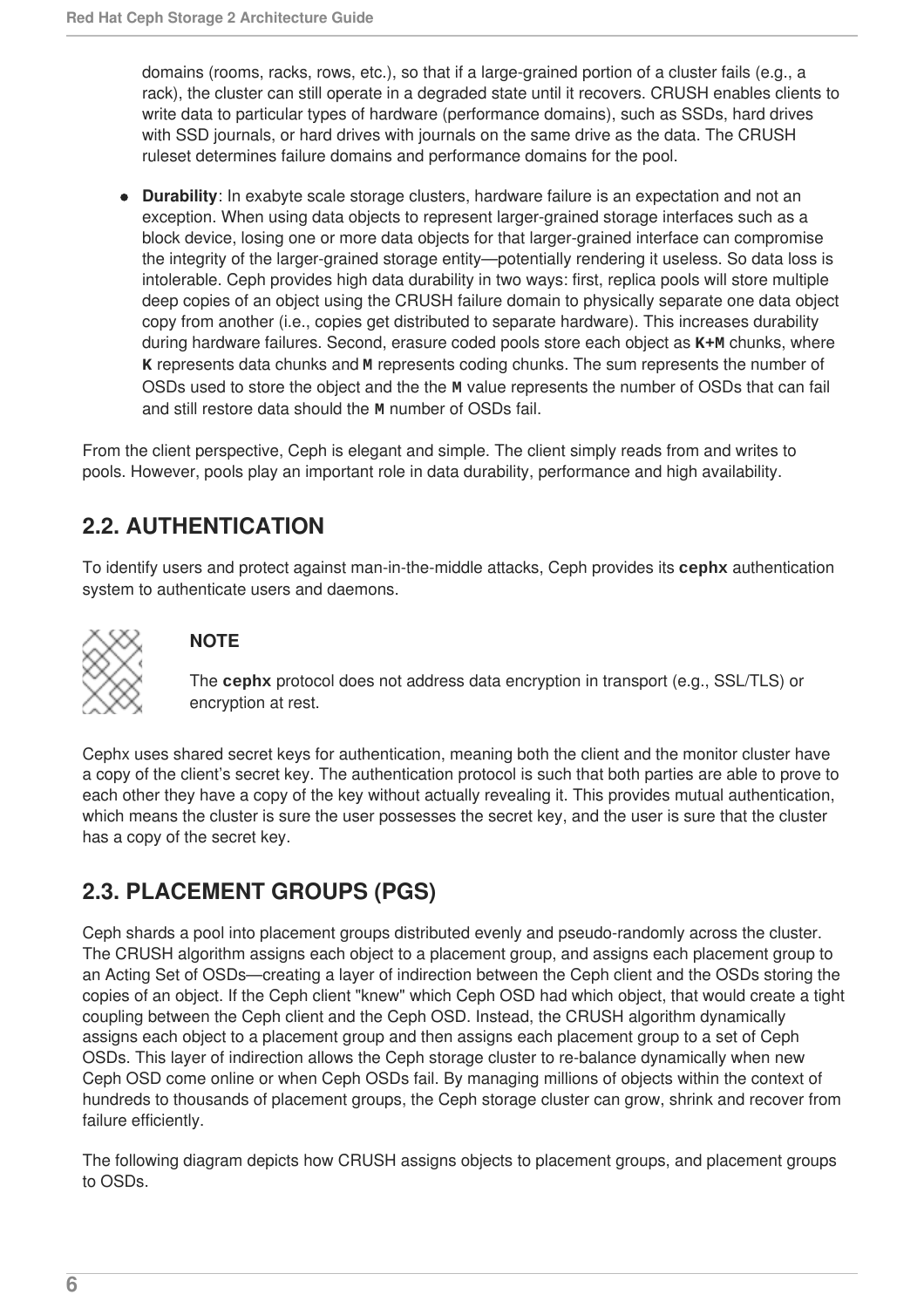domains (rooms, racks, rows, etc.), so that if a large-grained portion of a cluster fails (e.g., a rack), the cluster can still operate in a degraded state until it recovers. CRUSH enables clients to write data to particular types of hardware (performance domains), such as SSDs, hard drives with SSD journals, or hard drives with journals on the same drive as the data. The CRUSH ruleset determines failure domains and performance domains for the pool.

- **Durability**: In exabyte scale storage clusters, hardware failure is an expectation and not an exception. When using data objects to represent larger-grained storage interfaces such as a block device, losing one or more data objects for that larger-grained interface can compromise the integrity of the larger-grained storage entity—potentially rendering it useless. So data loss is intolerable. Ceph provides high data durability in two ways: first, replica pools will store multiple deep copies of an object using the CRUSH failure domain to physically separate one data object copy from another (i.e., copies get distributed to separate hardware). This increases durability during hardware failures. Second, erasure coded pools store each object as **`K+M`** chunks, where **`K`** represents data chunks and **`M`** represents coding chunks. The sum represents the number of OSDs used to store the object and the the **`M`** value represents the number of OSDs that can fail and still restore data should the **`M`** number of OSDs fail.

From the client perspective, Ceph is elegant and simple. The client simply reads from and writes to pools. However, pools play an important role in data durability, performance and high availability.

## 2.2. AUTHENTICATION

To identify users and protect against man-in-the-middle attacks, Ceph provides its **`cephx`** authentication system to authenticate users and daemons.

> **NOTE**
>
> The **`cephx`** protocol does not address data encryption in transport (e.g., SSL/TLS) or encryption at rest.

Cephx uses shared secret keys for authentication, meaning both the client and the monitor cluster have a copy of the client's secret key. The authentication protocol is such that both parties are able to prove to each other they have a copy of the key without actually revealing it. This provides mutual authentication, which means the cluster is sure the user possesses the secret key, and the user is sure that the cluster has a copy of the secret key.

## 2.3. PLACEMENT GROUPS (PGS)

Ceph shards a pool into placement groups distributed evenly and pseudo-randomly across the cluster. The CRUSH algorithm assigns each object to a placement group, and assigns each placement group to an Acting Set of OSDs—creating a layer of indirection between the Ceph client and the OSDs storing the copies of an object. If the Ceph client "knew" which Ceph OSD had which object, that would create a tight coupling between the Ceph client and the Ceph OSD. Instead, the CRUSH algorithm dynamically assigns each object to a placement group and then assigns each placement group to a set of Ceph OSDs. This layer of indirection allows the Ceph storage cluster to re-balance dynamically when new Ceph OSD come online or when Ceph OSDs fail. By managing millions of objects within the context of hundreds to thousands of placement groups, the Ceph storage cluster can grow, shrink and recover from failure efficiently.

The following diagram depicts how CRUSH assigns objects to placement groups, and placement groups to OSDs.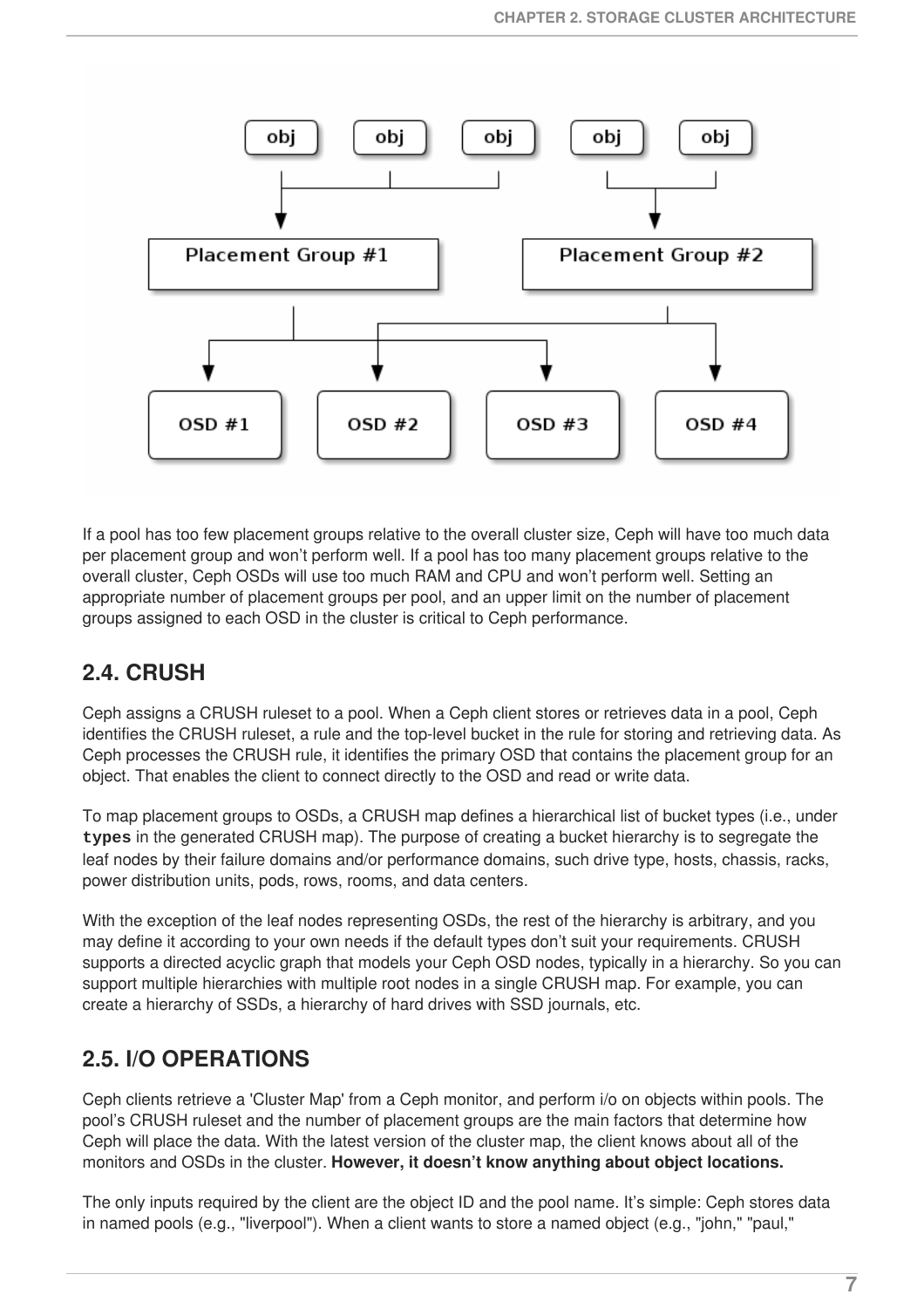If a pool has too few placement groups relative to the overall cluster size, Ceph will have too much data per placement group and won't perform well. If a pool has too many placement groups relative to the overall cluster, Ceph OSDs will use too much RAM and CPU and won't perform well. Setting an appropriate number of placement groups per pool, and an upper limit on the number of placement groups assigned to each OSD in the cluster is critical to Ceph performance.

## 2.4. CRUSH

Ceph assigns a CRUSH ruleset to a pool. When a Ceph client stores or retrieves data in a pool, Ceph identifies the CRUSH ruleset, a rule and the top-level bucket in the rule for storing and retrieving data. As Ceph processes the CRUSH rule, it identifies the primary OSD that contains the placement group for an object. That enables the client to connect directly to the OSD and read or write data.

To map placement groups to OSDs, a CRUSH map defines a hierarchical list of bucket types (i.e., under `types` in the generated CRUSH map). The purpose of creating a bucket hierarchy is to segregate the leaf nodes by their failure domains and/or performance domains, such drive type, hosts, chassis, racks, power distribution units, pods, rows, rooms, and data centers.

With the exception of the leaf nodes representing OSDs, the rest of the hierarchy is arbitrary, and you may define it according to your own needs if the default types don't suit your requirements. CRUSH supports a directed acyclic graph that models your Ceph OSD nodes, typically in a hierarchy. So you can support multiple hierarchies with multiple root nodes in a single CRUSH map. For example, you can create a hierarchy of SSDs, a hierarchy of hard drives with SSD journals, etc.

## 2.5. I/O OPERATIONS

Ceph clients retrieve a 'Cluster Map' from a Ceph monitor, and perform i/o on objects within pools. The pool's CRUSH ruleset and the number of placement groups are the main factors that determine how Ceph will place the data. With the latest version of the cluster map, the client knows about all of the monitors and OSDs in the cluster. **However, it doesn't know anything about object locations.**

The only inputs required by the client are the object ID and the pool name. It's simple: Ceph stores data in named pools (e.g., "liverpool"). When a client wants to store a named object (e.g., "john," "paul,"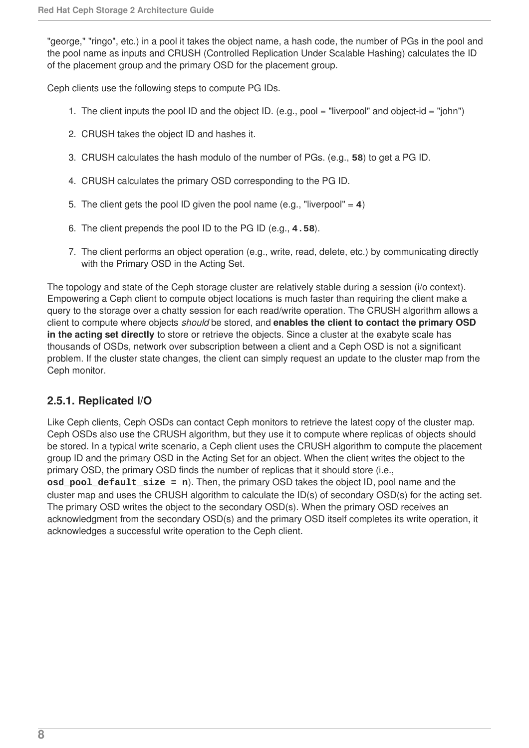"george," "ringo", etc.) in a pool it takes the object name, a hash code, the number of PGs in the pool and the pool name as inputs and CRUSH (Controlled Replication Under Scalable Hashing) calculates the ID of the placement group and the primary OSD for the placement group.

Ceph clients use the following steps to compute PG IDs.

1. The client inputs the pool ID and the object ID. (e.g., pool = "liverpool" and object-id = "john")
2. CRUSH takes the object ID and hashes it.
3. CRUSH calculates the hash modulo of the number of PGs. (e.g., `58`) to get a PG ID.
4. CRUSH calculates the primary OSD corresponding to the PG ID.
5. The client gets the pool ID given the pool name (e.g., "liverpool" = `4`)
6. The client prepends the pool ID to the PG ID (e.g., `4.58`).
7. The client performs an object operation (e.g., write, read, delete, etc.) by communicating directly with the Primary OSD in the Acting Set.

The topology and state of the Ceph storage cluster are relatively stable during a session (i/o context). Empowering a Ceph client to compute object locations is much faster than requiring the client make a query to the storage over a chatty session for each read/write operation. The CRUSH algorithm allows a client to compute where objects *should* be stored, and **enables the client to contact the primary OSD in the acting set directly** to store or retrieve the objects. Since a cluster at the exabyte scale has thousands of OSDs, network over subscription between a client and a Ceph OSD is not a significant problem. If the cluster state changes, the client can simply request an update to the cluster map from the Ceph monitor.

### 2.5.1. Replicated I/O

Like Ceph clients, Ceph OSDs can contact Ceph monitors to retrieve the latest copy of the cluster map. Ceph OSDs also use the CRUSH algorithm, but they use it to compute where replicas of objects should be stored. In a typical write scenario, a Ceph client uses the CRUSH algorithm to compute the placement group ID and the primary OSD in the Acting Set for an object. When the client writes the object to the primary OSD, the primary OSD finds the number of replicas that it should store (i.e., **`osd_pool_default_size = n`**). Then, the primary OSD takes the object ID, pool name and the cluster map and uses the CRUSH algorithm to calculate the ID(s) of secondary OSD(s) for the acting set. The primary OSD writes the object to the secondary OSD(s). When the primary OSD receives an acknowledgment from the secondary OSD(s) and the primary OSD itself completes its write operation, it acknowledges a successful write operation to the Ceph client.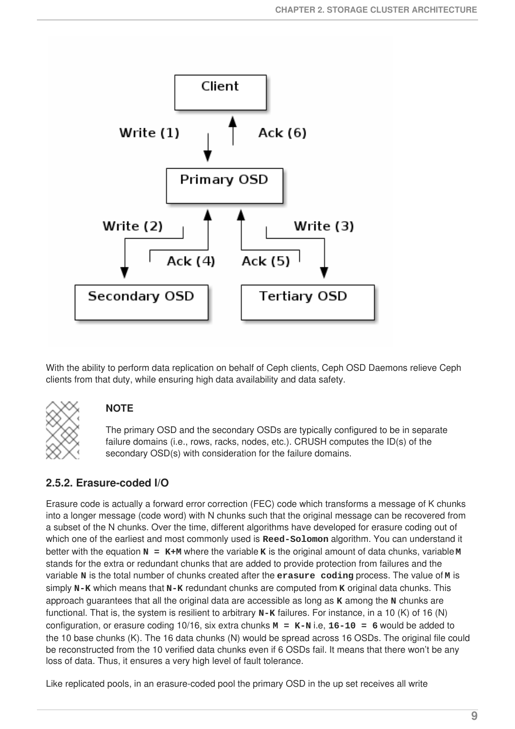With the ability to perform data replication on behalf of Ceph clients, Ceph OSD Daemons relieve Ceph clients from that duty, while ensuring high data availability and data safety.

**NOTE**

The primary OSD and the secondary OSDs are typically configured to be in separate failure domains (i.e., rows, racks, nodes, etc.). CRUSH computes the ID(s) of the secondary OSD(s) with consideration for the failure domains.

### 2.5.2. Erasure-coded I/O

Erasure code is actually a forward error correction (FEC) code which transforms a message of K chunks into a longer message (code word) with N chunks such that the original message can be recovered from a subset of the N chunks. Over the time, different algorithms have developed for erasure coding out of which one of the earliest and most commonly used is **`Reed-Solomon`** algorithm. You can understand it better with the equation **`N = K+M`** where the variable **`K`** is the original amount of data chunks, variable **`M`** stands for the extra or redundant chunks that are added to provide protection from failures and the variable **`N`** is the total number of chunks created after the **`erasure coding`** process. The value of **`M`** is simply **`N-K`** which means that **`N-K`** redundant chunks are computed from **`K`** original data chunks. This approach guarantees that all the original data are accessible as long as **`K`** among the **`N`** chunks are functional. That is, the system is resilient to arbitrary **`N-K`** failures. For instance, in a 10 (K) of 16 (N) configuration, or erasure coding 10/16, six extra chunks **`M = K-N`** i.e, **`16-10 = 6`** would be added to the 10 base chunks (K). The 16 data chunks (N) would be spread across 16 OSDs. The original file could be reconstructed from the 10 verified data chunks even if 6 OSDs fail. It means that there won't be any loss of data. Thus, it ensures a very high level of fault tolerance.

Like replicated pools, in an erasure-coded pool the primary OSD in the up set receives all write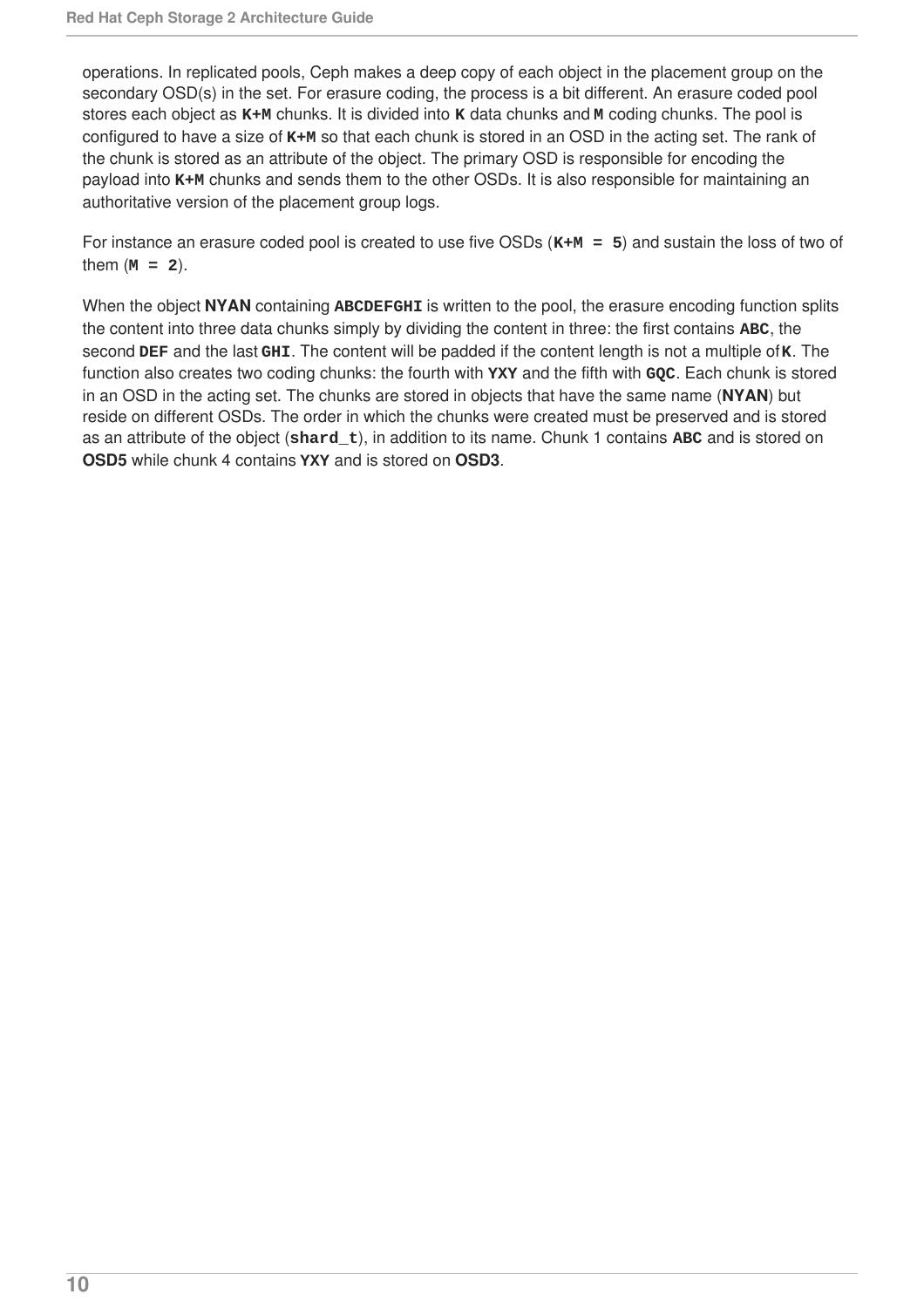operations. In replicated pools, Ceph makes a deep copy of each object in the placement group on the secondary OSD(s) in the set. For erasure coding, the process is a bit different. An erasure coded pool stores each object as `K+M` chunks. It is divided into `K` data chunks and `M` coding chunks. The pool is configured to have a size of `K+M` so that each chunk is stored in an OSD in the acting set. The rank of the chunk is stored as an attribute of the object. The primary OSD is responsible for encoding the payload into `K+M` chunks and sends them to the other OSDs. It is also responsible for maintaining an authoritative version of the placement group logs.

For instance an erasure coded pool is created to use five OSDs (`K+M = 5`) and sustain the loss of two of them (`M = 2`).

When the object **NYAN** containing `ABCDEFGHI` is written to the pool, the erasure encoding function splits the content into three data chunks simply by dividing the content in three: the first contains `ABC`, the second `DEF` and the last `GHI`. The content will be padded if the content length is not a multiple of `K`. The function also creates two coding chunks: the fourth with `YXY` and the fifth with `GQC`. Each chunk is stored in an OSD in the acting set. The chunks are stored in objects that have the same name (**NYAN**) but reside on different OSDs. The order in which the chunks were created must be preserved and is stored as an attribute of the object (`shard_t`), in addition to its name. Chunk 1 contains `ABC` and is stored on **OSD5** while chunk 4 contains `YXY` and is stored on **OSD3**.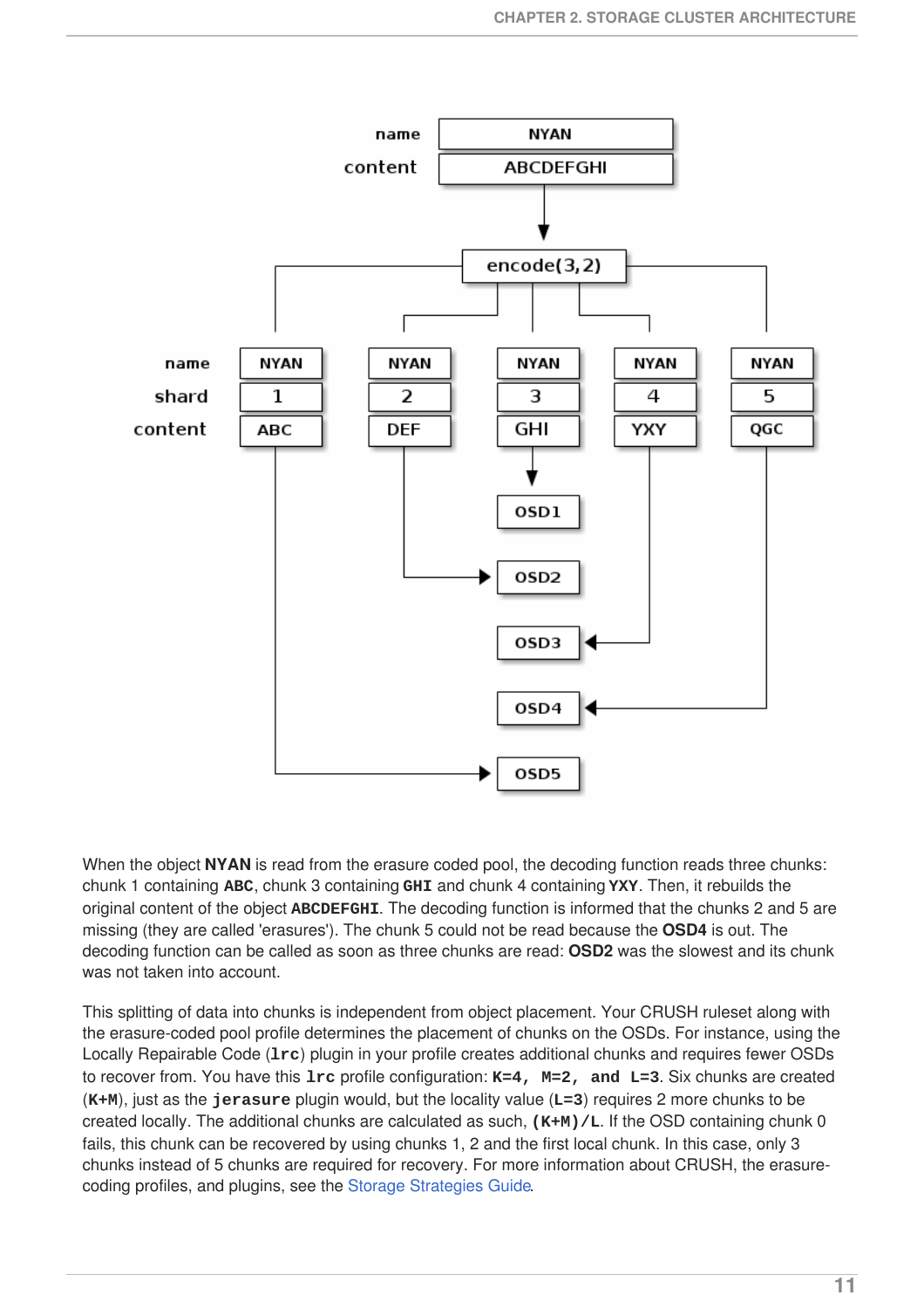When the object **NYAN** is read from the erasure coded pool, the decoding function reads three chunks: chunk 1 containing **ABC**, chunk 3 containing **GHI** and chunk 4 containing **YXY**. Then, it rebuilds the original content of the object **ABCDEFGHI**. The decoding function is informed that the chunks 2 and 5 are missing (they are called 'erasures'). The chunk 5 could not be read because the **OSD4** is out. The decoding function can be called as soon as three chunks are read: **OSD2** was the slowest and its chunk was not taken into account.

This splitting of data into chunks is independent from object placement. Your CRUSH ruleset along with the erasure-coded pool profile determines the placement of chunks on the OSDs. For instance, using the Locally Repairable Code (`lrc`) plugin in your profile creates additional chunks and requires fewer OSDs to recover from. You have this `lrc` profile configuration: **`K=4, M=2, and L=3`**. Six chunks are created (**`K+M`**), just as the **`jerasure`** plugin would, but the locality value (**`L=3`**) requires 2 more chunks to be created locally. The additional chunks are calculated as such, **`(K+M)/L`**. If the OSD containing chunk 0 fails, this chunk can be recovered by using chunks 1, 2 and the first local chunk. In this case, only 3 chunks instead of 5 chunks are required for recovery. For more information about CRUSH, the erasure-coding profiles, and plugins, see the Storage Strategies Guide.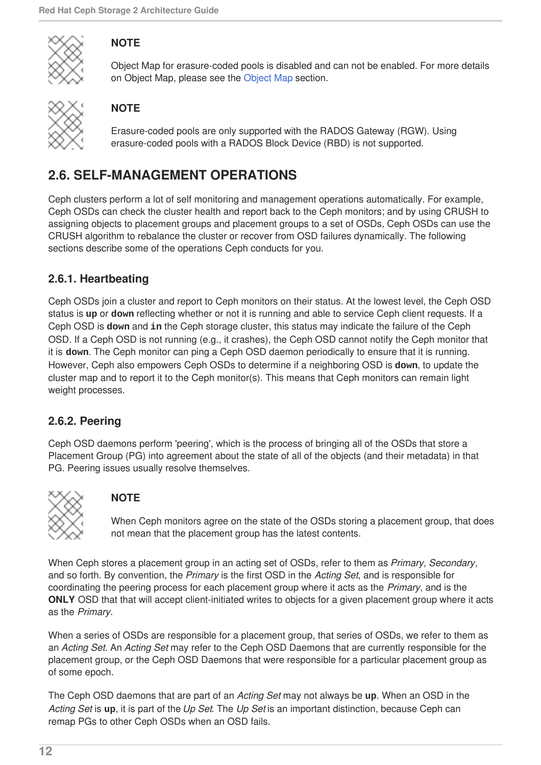> **NOTE**
>
> Object Map for erasure-coded pools is disabled and can not be enabled. For more details on Object Map, please see the Object Map section.

> **NOTE**
>
> Erasure-coded pools are only supported with the RADOS Gateway (RGW). Using erasure-coded pools with a RADOS Block Device (RBD) is not supported.

## 2.6. SELF-MANAGEMENT OPERATIONS

Ceph clusters perform a lot of self monitoring and management operations automatically. For example, Ceph OSDs can check the cluster health and report back to the Ceph monitors; and by using CRUSH to assigning objects to placement groups and placement groups to a set of OSDs, Ceph OSDs can use the CRUSH algorithm to rebalance the cluster or recover from OSD failures dynamically. The following sections describe some of the operations Ceph conducts for you.

### 2.6.1. Heartbeating

Ceph OSDs join a cluster and report to Ceph monitors on their status. At the lowest level, the Ceph OSD status is **up** or **down** reflecting whether or not it is running and able to service Ceph client requests. If a Ceph OSD is **down** and **in** the Ceph storage cluster, this status may indicate the failure of the Ceph OSD. If a Ceph OSD is not running (e.g., it crashes), the Ceph OSD cannot notify the Ceph monitor that it is **down**. The Ceph monitor can ping a Ceph OSD daemon periodically to ensure that it is running. However, Ceph also empowers Ceph OSDs to determine if a neighboring OSD is **down**, to update the cluster map and to report it to the Ceph monitor(s). This means that Ceph monitors can remain light weight processes.

### 2.6.2. Peering

Ceph OSD daemons perform 'peering', which is the process of bringing all of the OSDs that store a Placement Group (PG) into agreement about the state of all of the objects (and their metadata) in that PG. Peering issues usually resolve themselves.

> **NOTE**
>
> When Ceph monitors agree on the state of the OSDs storing a placement group, that does not mean that the placement group has the latest contents.

When Ceph stores a placement group in an acting set of OSDs, refer to them as *Primary*, *Secondary*, and so forth. By convention, the *Primary* is the first OSD in the *Acting Set*, and is responsible for coordinating the peering process for each placement group where it acts as the *Primary*, and is the **ONLY** OSD that that will accept client-initiated writes to objects for a given placement group where it acts as the *Primary*.

When a series of OSDs are responsible for a placement group, that series of OSDs, we refer to them as an *Acting Set*. An *Acting Set* may refer to the Ceph OSD Daemons that are currently responsible for the placement group, or the Ceph OSD Daemons that were responsible for a particular placement group as of some epoch.

The Ceph OSD daemons that are part of an *Acting Set* may not always be **up**. When an OSD in the *Acting Set* is **up**, it is part of the *Up Set*. The *Up Set* is an important distinction, because Ceph can remap PGs to other Ceph OSDs when an OSD fails.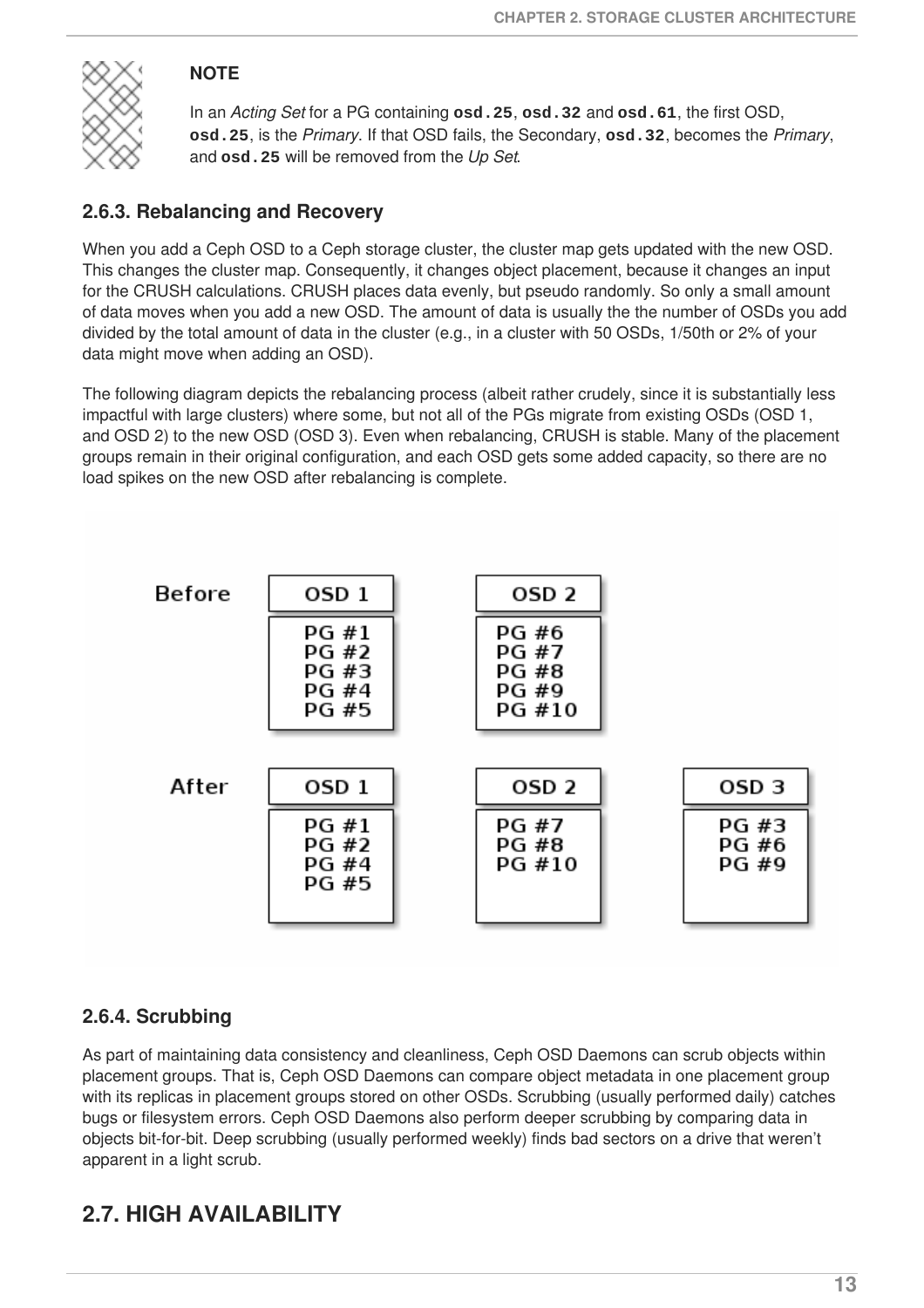> **NOTE**
>
> In an *Acting Set* for a PG containing **osd.25**, **osd.32** and **osd.61**, the first OSD, **osd.25**, is the *Primary*. If that OSD fails, the Secondary, **osd.32**, becomes the *Primary*, and **osd.25** will be removed from the *Up Set*.

### 2.6.3. Rebalancing and Recovery

When you add a Ceph OSD to a Ceph storage cluster, the cluster map gets updated with the new OSD. This changes the cluster map. Consequently, it changes object placement, because it changes an input for the CRUSH calculations. CRUSH places data evenly, but pseudo randomly. So only a small amount of data moves when you add a new OSD. The amount of data is usually the the number of OSDs you add divided by the total amount of data in the cluster (e.g., in a cluster with 50 OSDs, 1/50th or 2% of your data might move when adding an OSD).

The following diagram depicts the rebalancing process (albeit rather crudely, since it is substantially less impactful with large clusters) where some, but not all of the PGs migrate from existing OSDs (OSD 1, and OSD 2) to the new OSD (OSD 3). Even when rebalancing, CRUSH is stable. Many of the placement groups remain in their original configuration, and each OSD gets some added capacity, so there are no load spikes on the new OSD after rebalancing is complete.

| | OSD 1 | OSD 2 | OSD 3 |
|---|---|---|---|
| Before | PG #1<br>PG #2<br>PG #3<br>PG #4<br>PG #5 | PG #6<br>PG #7<br>PG #8<br>PG #9<br>PG #10 | |
| After | PG #1<br>PG #2<br>PG #4<br>PG #5 | PG #7<br>PG #8<br>PG #10 | PG #3<br>PG #6<br>PG #9 |

### 2.6.4. Scrubbing

As part of maintaining data consistency and cleanliness, Ceph OSD Daemons can scrub objects within placement groups. That is, Ceph OSD Daemons can compare object metadata in one placement group with its replicas in placement groups stored on other OSDs. Scrubbing (usually performed daily) catches bugs or filesystem errors. Ceph OSD Daemons also perform deeper scrubbing by comparing data in objects bit-for-bit. Deep scrubbing (usually performed weekly) finds bad sectors on a drive that weren't apparent in a light scrub.

## 2.7. HIGH AVAILABILITY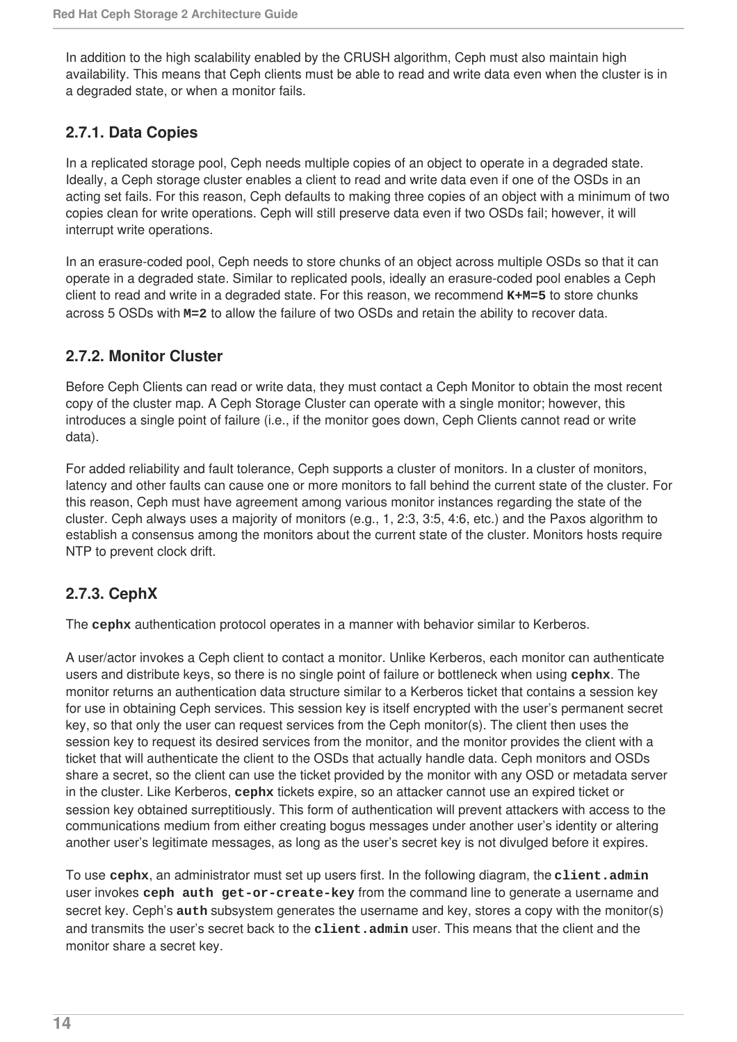In addition to the high scalability enabled by the CRUSH algorithm, Ceph must also maintain high availability. This means that Ceph clients must be able to read and write data even when the cluster is in a degraded state, or when a monitor fails.

### 2.7.1. Data Copies

In a replicated storage pool, Ceph needs multiple copies of an object to operate in a degraded state. Ideally, a Ceph storage cluster enables a client to read and write data even if one of the OSDs in an acting set fails. For this reason, Ceph defaults to making three copies of an object with a minimum of two copies clean for write operations. Ceph will still preserve data even if two OSDs fail; however, it will interrupt write operations.

In an erasure-coded pool, Ceph needs to store chunks of an object across multiple OSDs so that it can operate in a degraded state. Similar to replicated pools, ideally an erasure-coded pool enables a Ceph client to read and write in a degraded state. For this reason, we recommend **`K+M=5`** to store chunks across 5 OSDs with **`M=2`** to allow the failure of two OSDs and retain the ability to recover data.

### 2.7.2. Monitor Cluster

Before Ceph Clients can read or write data, they must contact a Ceph Monitor to obtain the most recent copy of the cluster map. A Ceph Storage Cluster can operate with a single monitor; however, this introduces a single point of failure (i.e., if the monitor goes down, Ceph Clients cannot read or write data).

For added reliability and fault tolerance, Ceph supports a cluster of monitors. In a cluster of monitors, latency and other faults can cause one or more monitors to fall behind the current state of the cluster. For this reason, Ceph must have agreement among various monitor instances regarding the state of the cluster. Ceph always uses a majority of monitors (e.g., 1, 2:3, 3:5, 4:6, etc.) and the Paxos algorithm to establish a consensus among the monitors about the current state of the cluster. Monitors hosts require NTP to prevent clock drift.

### 2.7.3. CephX

The **`cephx`** authentication protocol operates in a manner with behavior similar to Kerberos.

A user/actor invokes a Ceph client to contact a monitor. Unlike Kerberos, each monitor can authenticate users and distribute keys, so there is no single point of failure or bottleneck when using **`cephx`**. The monitor returns an authentication data structure similar to a Kerberos ticket that contains a session key for use in obtaining Ceph services. This session key is itself encrypted with the user's permanent secret key, so that only the user can request services from the Ceph monitor(s). The client then uses the session key to request its desired services from the monitor, and the monitor provides the client with a ticket that will authenticate the client to the OSDs that actually handle data. Ceph monitors and OSDs share a secret, so the client can use the ticket provided by the monitor with any OSD or metadata server in the cluster. Like Kerberos, **`cephx`** tickets expire, so an attacker cannot use an expired ticket or session key obtained surreptitiously. This form of authentication will prevent attackers with access to the communications medium from either creating bogus messages under another user's identity or altering another user's legitimate messages, as long as the user's secret key is not divulged before it expires.

To use **`cephx`**, an administrator must set up users first. In the following diagram, the **`client.admin`** user invokes **`ceph auth get-or-create-key`** from the command line to generate a username and secret key. Ceph's **`auth`** subsystem generates the username and key, stores a copy with the monitor(s) and transmits the user's secret back to the **`client.admin`** user. This means that the client and the monitor share a secret key.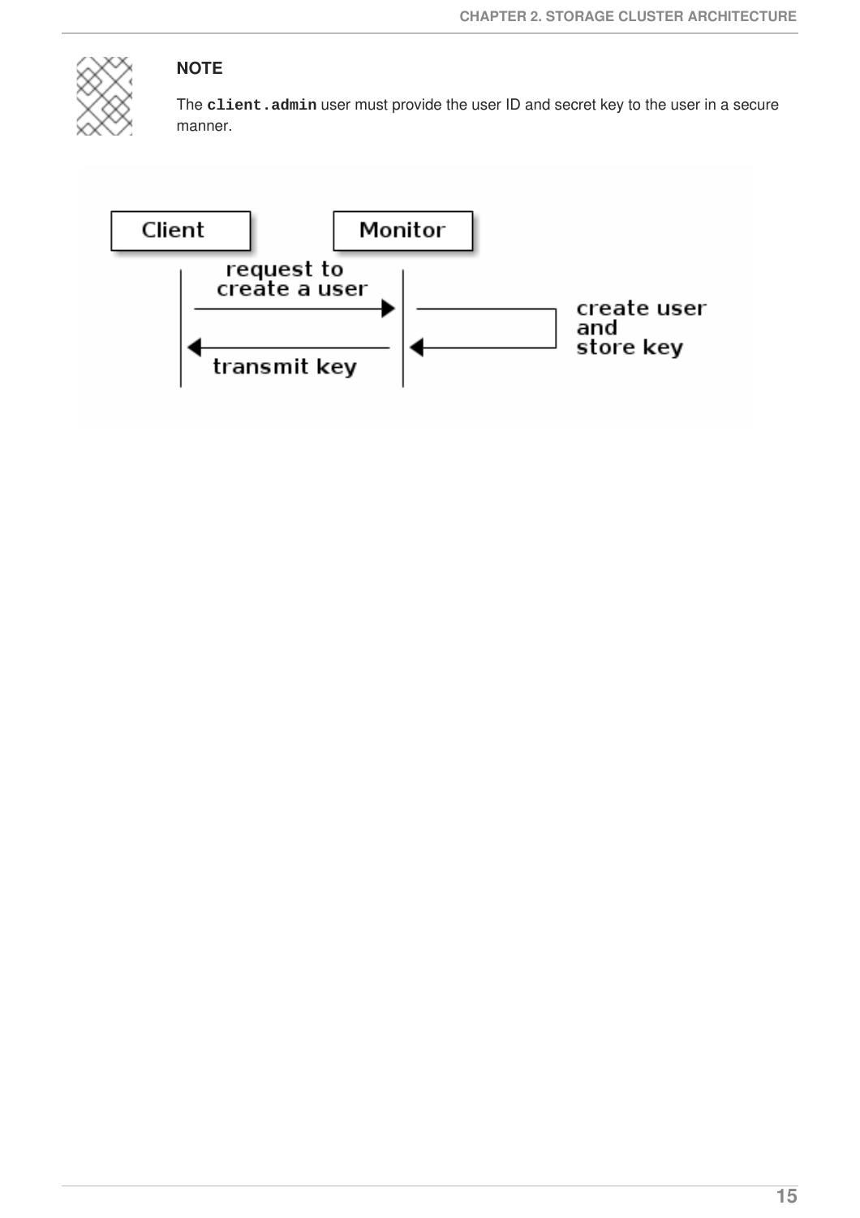> **NOTE**
>
> The **`client.admin`** user must provide the user ID and secret key to the user in a secure manner.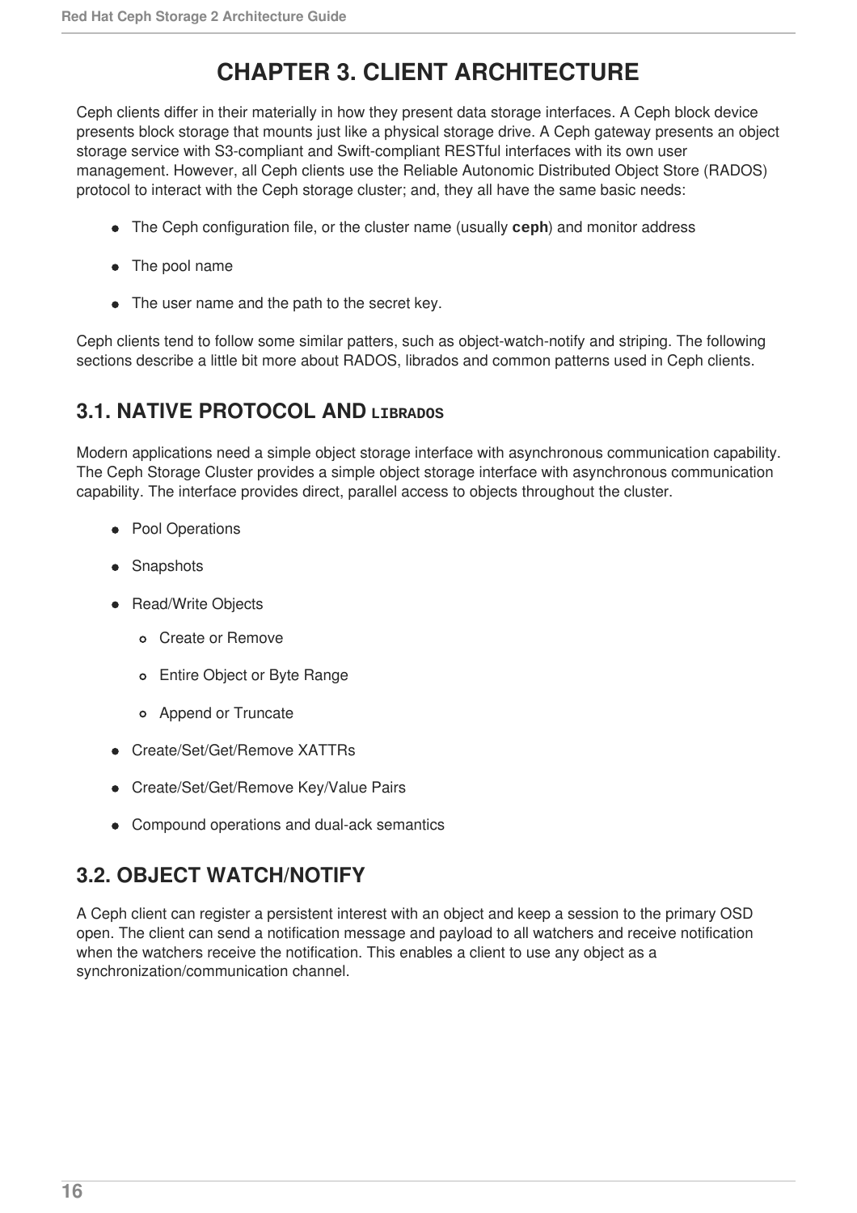# CHAPTER 3. CLIENT ARCHITECTURE

Ceph clients differ in their materially in how they present data storage interfaces. A Ceph block device presents block storage that mounts just like a physical storage drive. A Ceph gateway presents an object storage service with S3-compliant and Swift-compliant RESTful interfaces with its own user management. However, all Ceph clients use the Reliable Autonomic Distributed Object Store (RADOS) protocol to interact with the Ceph storage cluster; and, they all have the same basic needs:

- The Ceph configuration file, or the cluster name (usually `ceph`) and monitor address
- The pool name
- The user name and the path to the secret key.

Ceph clients tend to follow some similar patters, such as object-watch-notify and striping. The following sections describe a little bit more about RADOS, librados and common patterns used in Ceph clients.

## 3.1. NATIVE PROTOCOL AND `LIBRADOS`

Modern applications need a simple object storage interface with asynchronous communication capability. The Ceph Storage Cluster provides a simple object storage interface with asynchronous communication capability. The interface provides direct, parallel access to objects throughout the cluster.

- Pool Operations
- Snapshots
- Read/Write Objects
  - Create or Remove
  - Entire Object or Byte Range
  - Append or Truncate
- Create/Set/Get/Remove XATTRs
- Create/Set/Get/Remove Key/Value Pairs
- Compound operations and dual-ack semantics

## 3.2. OBJECT WATCH/NOTIFY

A Ceph client can register a persistent interest with an object and keep a session to the primary OSD open. The client can send a notification message and payload to all watchers and receive notification when the watchers receive the notification. This enables a client to use any object as a synchronization/communication channel.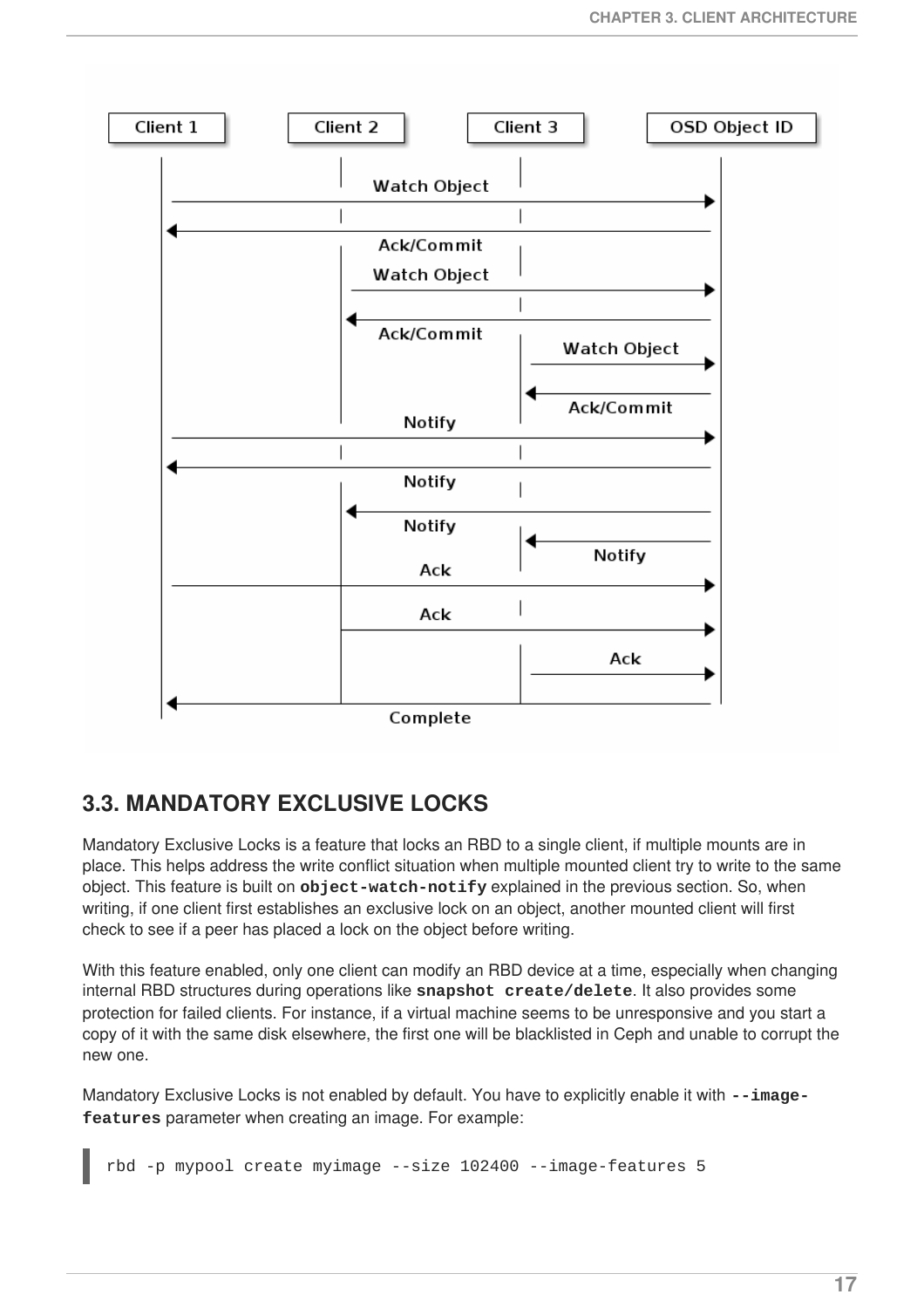## 3.3. MANDATORY EXCLUSIVE LOCKS

Mandatory Exclusive Locks is a feature that locks an RBD to a single client, if multiple mounts are in place. This helps address the write conflict situation when multiple mounted client try to write to the same object. This feature is built on **`object-watch-notify`** explained in the previous section. So, when writing, if one client first establishes an exclusive lock on an object, another mounted client will first check to see if a peer has placed a lock on the object before writing.

With this feature enabled, only one client can modify an RBD device at a time, especially when changing internal RBD structures during operations like **`snapshot create/delete`**. It also provides some protection for failed clients. For instance, if a virtual machine seems to be unresponsive and you start a copy of it with the same disk elsewhere, the first one will be blacklisted in Ceph and unable to corrupt the new one.

Mandatory Exclusive Locks is not enabled by default. You have to explicitly enable it with **`--image-features`** parameter when creating an image. For example:

```
rbd -p mypool create myimage --size 102400 --image-features 5
```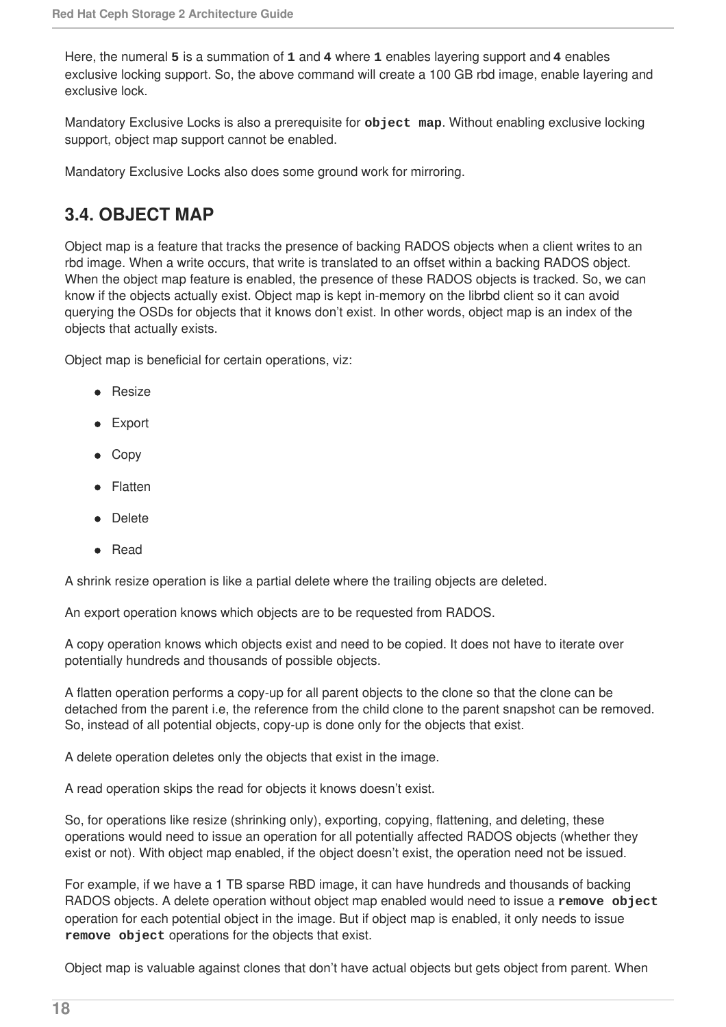Here, the numeral **5** is a summation of **1** and **4** where **1** enables layering support and **4** enables exclusive locking support. So, the above command will create a 100 GB rbd image, enable layering and exclusive lock.

Mandatory Exclusive Locks is also a prerequisite for **`object map`**. Without enabling exclusive locking support, object map support cannot be enabled.

Mandatory Exclusive Locks also does some ground work for mirroring.

## 3.4. OBJECT MAP

Object map is a feature that tracks the presence of backing RADOS objects when a client writes to an rbd image. When a write occurs, that write is translated to an offset within a backing RADOS object. When the object map feature is enabled, the presence of these RADOS objects is tracked. So, we can know if the objects actually exist. Object map is kept in-memory on the librbd client so it can avoid querying the OSDs for objects that it knows don't exist. In other words, object map is an index of the objects that actually exists.

Object map is beneficial for certain operations, viz:

- Resize
- Export
- Copy
- Flatten
- Delete
- Read

A shrink resize operation is like a partial delete where the trailing objects are deleted.

An export operation knows which objects are to be requested from RADOS.

A copy operation knows which objects exist and need to be copied. It does not have to iterate over potentially hundreds and thousands of possible objects.

A flatten operation performs a copy-up for all parent objects to the clone so that the clone can be detached from the parent i.e, the reference from the child clone to the parent snapshot can be removed. So, instead of all potential objects, copy-up is done only for the objects that exist.

A delete operation deletes only the objects that exist in the image.

A read operation skips the read for objects it knows doesn't exist.

So, for operations like resize (shrinking only), exporting, copying, flattening, and deleting, these operations would need to issue an operation for all potentially affected RADOS objects (whether they exist or not). With object map enabled, if the object doesn't exist, the operation need not be issued.

For example, if we have a 1 TB sparse RBD image, it can have hundreds and thousands of backing RADOS objects. A delete operation without object map enabled would need to issue a **`remove object`** operation for each potential object in the image. But if object map is enabled, it only needs to issue **`remove object`** operations for the objects that exist.

Object map is valuable against clones that don't have actual objects but gets object from parent. When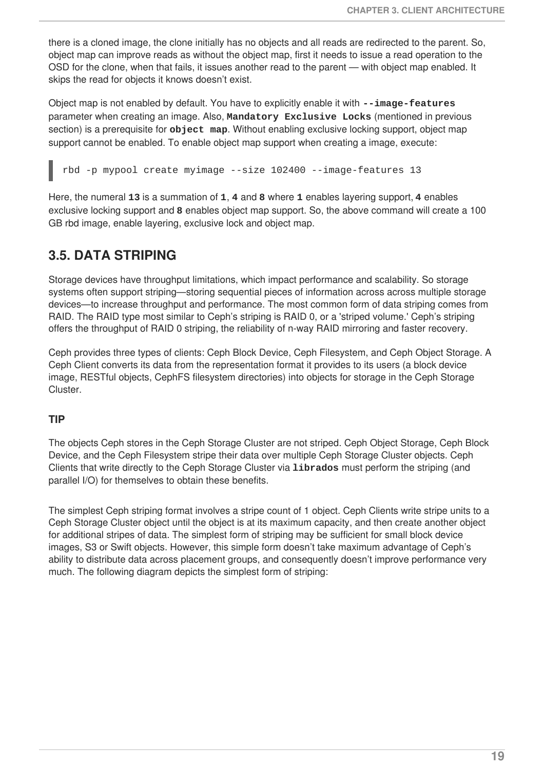there is a cloned image, the clone initially has no objects and all reads are redirected to the parent. So, object map can improve reads as without the object map, first it needs to issue a read operation to the OSD for the clone, when that fails, it issues another read to the parent — with object map enabled. It skips the read for objects it knows doesn't exist.

Object map is not enabled by default. You have to explicitly enable it with **`--image-features`** parameter when creating an image. Also, **`Mandatory Exclusive Locks`** (mentioned in previous section) is a prerequisite for **`object map`**. Without enabling exclusive locking support, object map support cannot be enabled. To enable object map support when creating a image, execute:

```
rbd -p mypool create myimage --size 102400 --image-features 13
```

Here, the numeral **`13`** is a summation of **`1`**, **`4`** and **`8`** where **`1`** enables layering support, **`4`** enables exclusive locking support and **`8`** enables object map support. So, the above command will create a 100 GB rbd image, enable layering, exclusive lock and object map.

## 3.5. DATA STRIPING

Storage devices have throughput limitations, which impact performance and scalability. So storage systems often support striping—storing sequential pieces of information across across multiple storage devices—to increase throughput and performance. The most common form of data striping comes from RAID. The RAID type most similar to Ceph's striping is RAID 0, or a 'striped volume.' Ceph's striping offers the throughput of RAID 0 striping, the reliability of n-way RAID mirroring and faster recovery.

Ceph provides three types of clients: Ceph Block Device, Ceph Filesystem, and Ceph Object Storage. A Ceph Client converts its data from the representation format it provides to its users (a block device image, RESTful objects, CephFS filesystem directories) into objects for storage in the Ceph Storage Cluster.

### TIP

The objects Ceph stores in the Ceph Storage Cluster are not striped. Ceph Object Storage, Ceph Block Device, and the Ceph Filesystem stripe their data over multiple Ceph Storage Cluster objects. Ceph Clients that write directly to the Ceph Storage Cluster via **`librados`** must perform the striping (and parallel I/O) for themselves to obtain these benefits.

The simplest Ceph striping format involves a stripe count of 1 object. Ceph Clients write stripe units to a Ceph Storage Cluster object until the object is at its maximum capacity, and then create another object for additional stripes of data. The simplest form of striping may be sufficient for small block device images, S3 or Swift objects. However, this simple form doesn't take maximum advantage of Ceph's ability to distribute data across placement groups, and consequently doesn't improve performance very much. The following diagram depicts the simplest form of striping: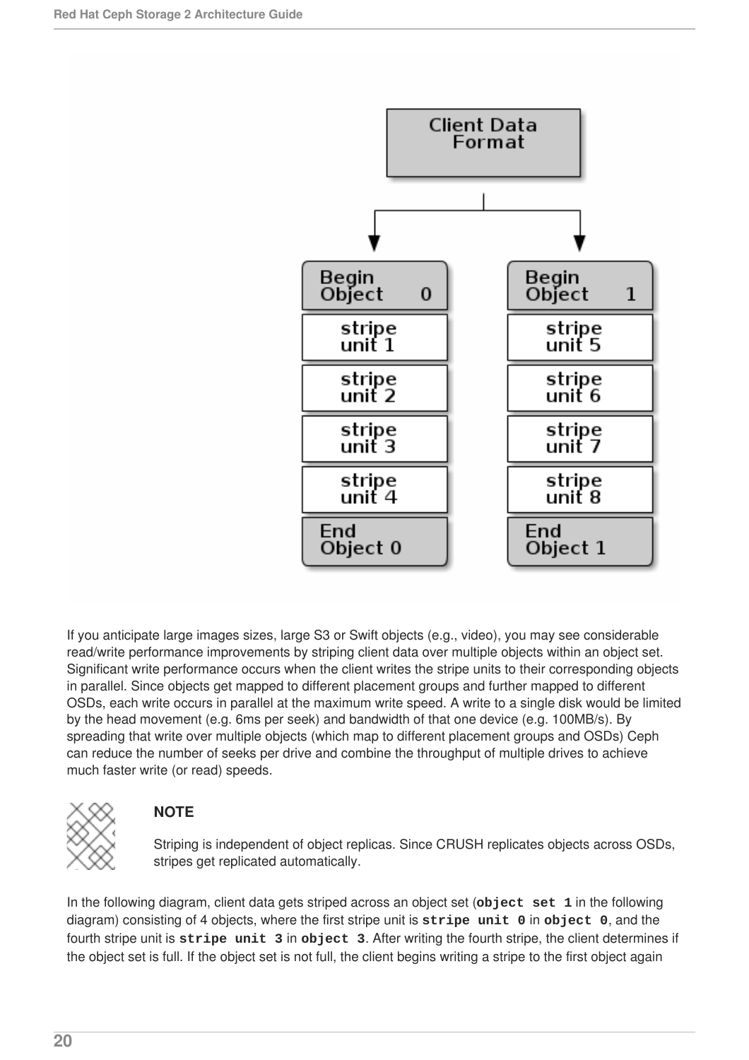If you anticipate large images sizes, large S3 or Swift objects (e.g., video), you may see considerable read/write performance improvements by striping client data over multiple objects within an object set. Significant write performance occurs when the client writes the stripe units to their corresponding objects in parallel. Since objects get mapped to different placement groups and further mapped to different OSDs, each write occurs in parallel at the maximum write speed. A write to a single disk would be limited by the head movement (e.g. 6ms per seek) and bandwidth of that one device (e.g. 100MB/s). By spreading that write over multiple objects (which map to different placement groups and OSDs) Ceph can reduce the number of seeks per drive and combine the throughput of multiple drives to achieve much faster write (or read) speeds.

**NOTE**

Striping is independent of object replicas. Since CRUSH replicates objects across OSDs, stripes get replicated automatically.

In the following diagram, client data gets striped across an object set (**`object set 1`** in the following diagram) consisting of 4 objects, where the first stripe unit is **`stripe unit 0`** in **`object 0`**, and the fourth stripe unit is **`stripe unit 3`** in **`object 3`**. After writing the fourth stripe, the client determines if the object set is full. If the object set is not full, the client begins writing a stripe to the first object again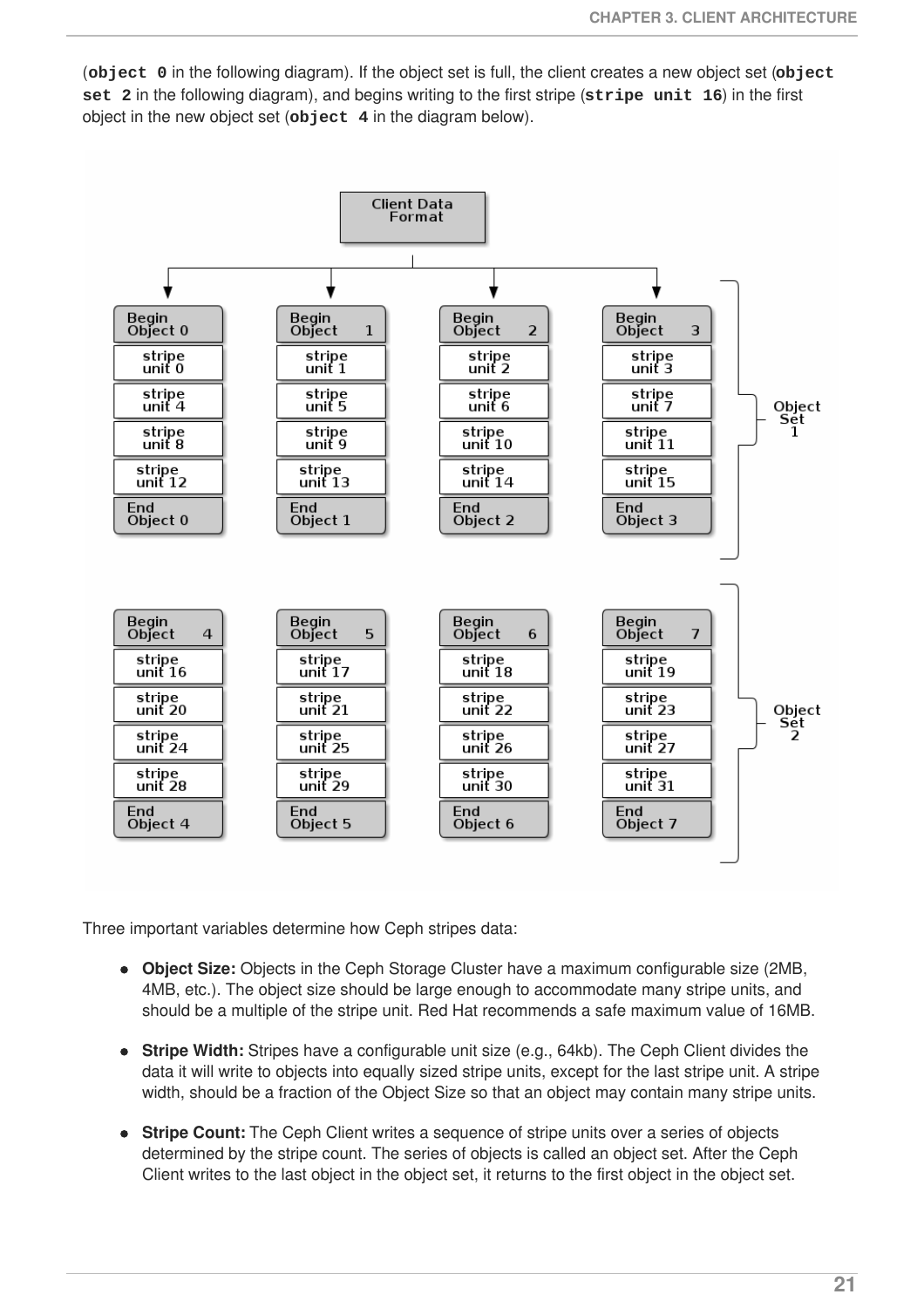(**`object 0`** in the following diagram). If the object set is full, the client creates a new object set (**`object set 2`** in the following diagram), and begins writing to the first stripe (**`stripe unit 16`**) in the first object in the new object set (**`object 4`** in the diagram below).

Three important variables determine how Ceph stripes data:

- **Object Size:** Objects in the Ceph Storage Cluster have a maximum configurable size (2MB, 4MB, etc.). The object size should be large enough to accommodate many stripe units, and should be a multiple of the stripe unit. Red Hat recommends a safe maximum value of 16MB.

- **Stripe Width:** Stripes have a configurable unit size (e.g., 64kb). The Ceph Client divides the data it will write to objects into equally sized stripe units, except for the last stripe unit. A stripe width, should be a fraction of the Object Size so that an object may contain many stripe units.

- **Stripe Count:** The Ceph Client writes a sequence of stripe units over a series of objects determined by the stripe count. The series of objects is called an object set. After the Ceph Client writes to the last object in the object set, it returns to the first object in the object set.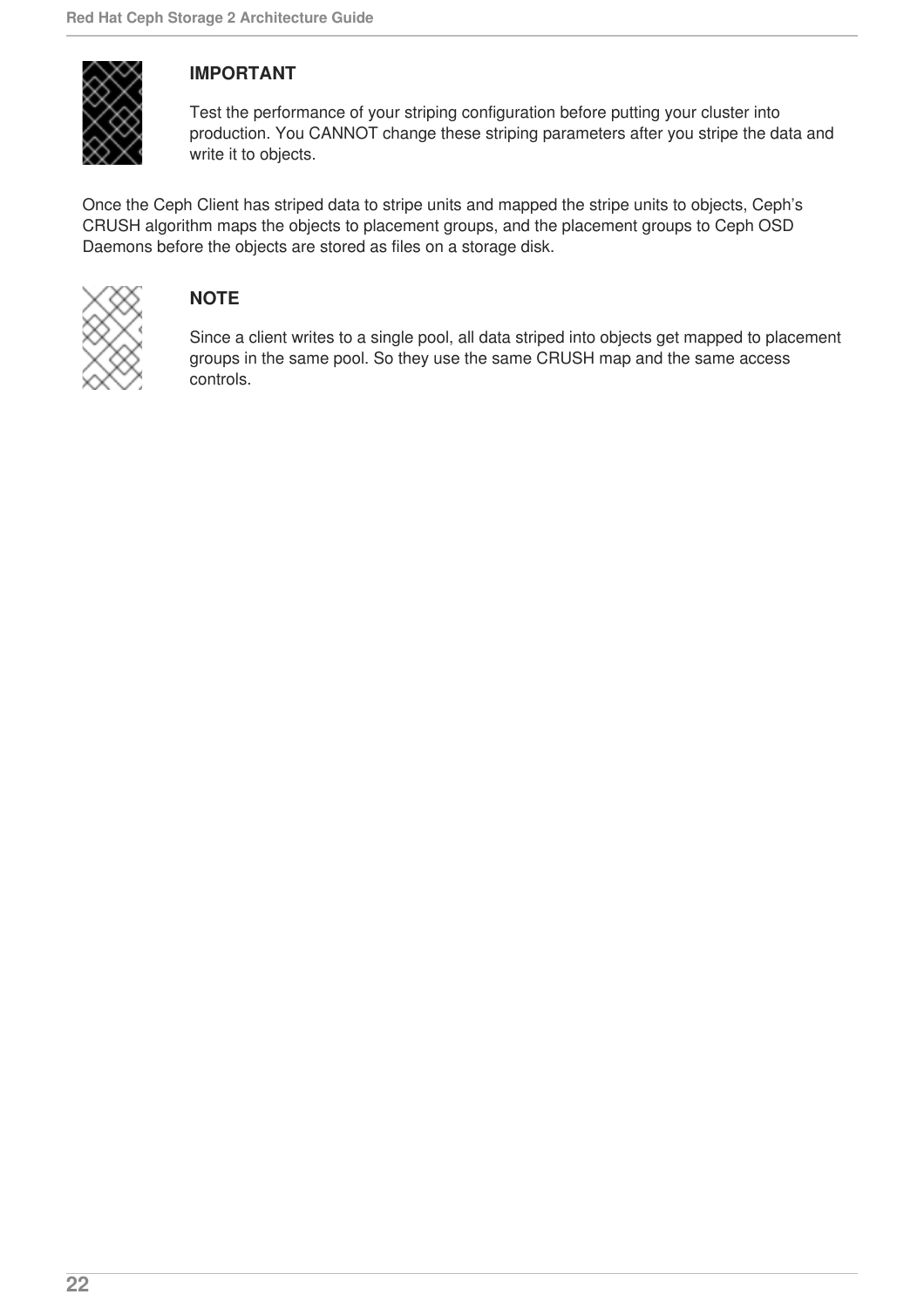> **IMPORTANT**
>
> Test the performance of your striping configuration before putting your cluster into production. You CANNOT change these striping parameters after you stripe the data and write it to objects.

Once the Ceph Client has striped data to stripe units and mapped the stripe units to objects, Ceph's CRUSH algorithm maps the objects to placement groups, and the placement groups to Ceph OSD Daemons before the objects are stored as files on a storage disk.

> **NOTE**
>
> Since a client writes to a single pool, all data striped into objects get mapped to placement groups in the same pool. So they use the same CRUSH map and the same access controls.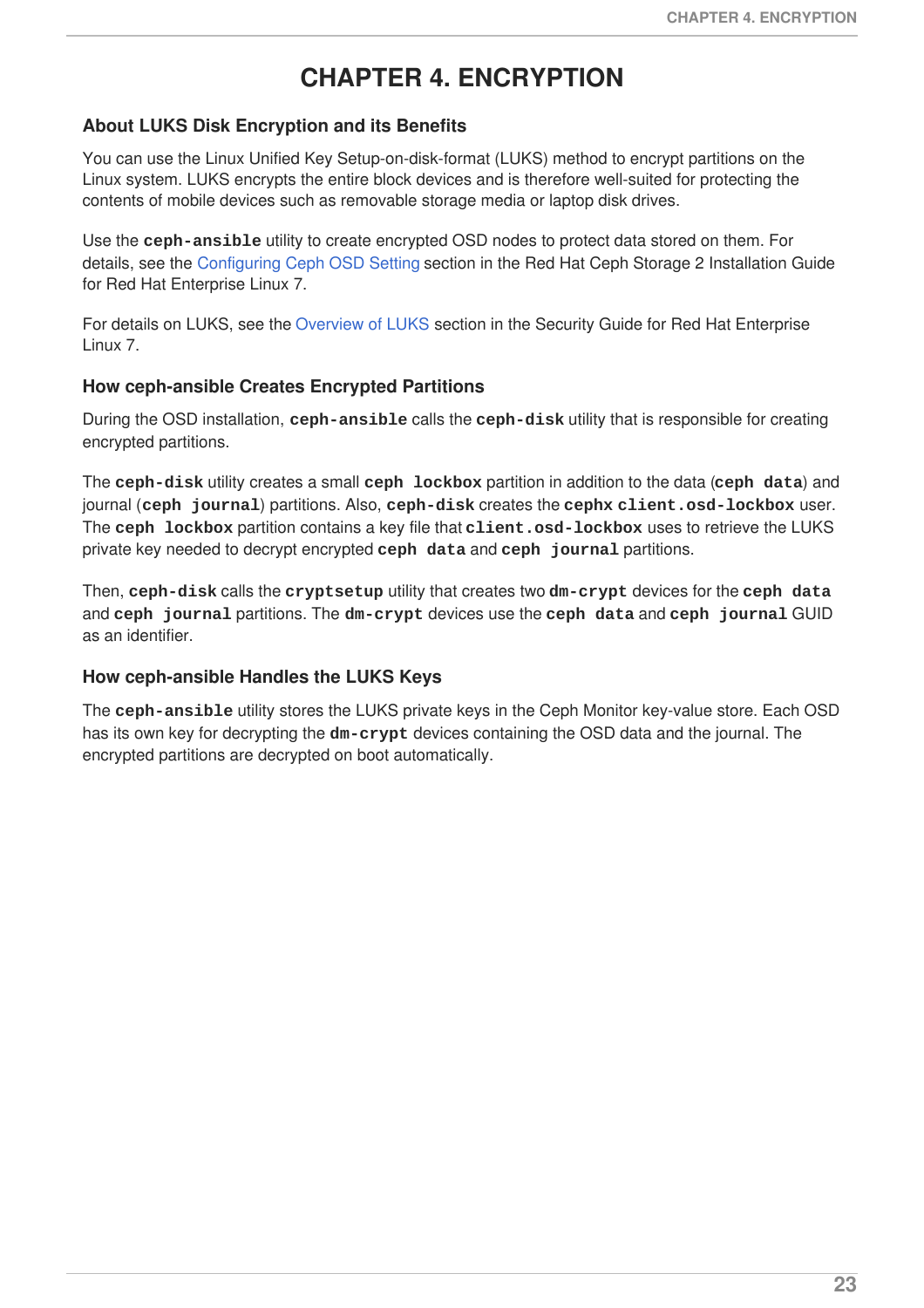# CHAPTER 4. ENCRYPTION

### About LUKS Disk Encryption and its Benefits

You can use the Linux Unified Key Setup-on-disk-format (LUKS) method to encrypt partitions on the Linux system. LUKS encrypts the entire block devices and is therefore well-suited for protecting the contents of mobile devices such as removable storage media or laptop disk drives.

Use the **`ceph-ansible`** utility to create encrypted OSD nodes to protect data stored on them. For details, see the Configuring Ceph OSD Setting section in the Red Hat Ceph Storage 2 Installation Guide for Red Hat Enterprise Linux 7.

For details on LUKS, see the Overview of LUKS section in the Security Guide for Red Hat Enterprise Linux 7.

### How ceph-ansible Creates Encrypted Partitions

During the OSD installation, **`ceph-ansible`** calls the **`ceph-disk`** utility that is responsible for creating encrypted partitions.

The **`ceph-disk`** utility creates a small **`ceph lockbox`** partition in addition to the data (**`ceph data`**) and journal (**`ceph journal`**) partitions. Also, **`ceph-disk`** creates the **`cephx client.osd-lockbox`** user. The **`ceph lockbox`** partition contains a key file that **`client.osd-lockbox`** uses to retrieve the LUKS private key needed to decrypt encrypted **`ceph data`** and **`ceph journal`** partitions.

Then, **`ceph-disk`** calls the **`cryptsetup`** utility that creates two **`dm-crypt`** devices for the **`ceph data`** and **`ceph journal`** partitions. The **`dm-crypt`** devices use the **`ceph data`** and **`ceph journal`** GUID as an identifier.

### How ceph-ansible Handles the LUKS Keys

The **`ceph-ansible`** utility stores the LUKS private keys in the Ceph Monitor key-value store. Each OSD has its own key for decrypting the **`dm-crypt`** devices containing the OSD data and the journal. The encrypted partitions are decrypted on boot automatically.